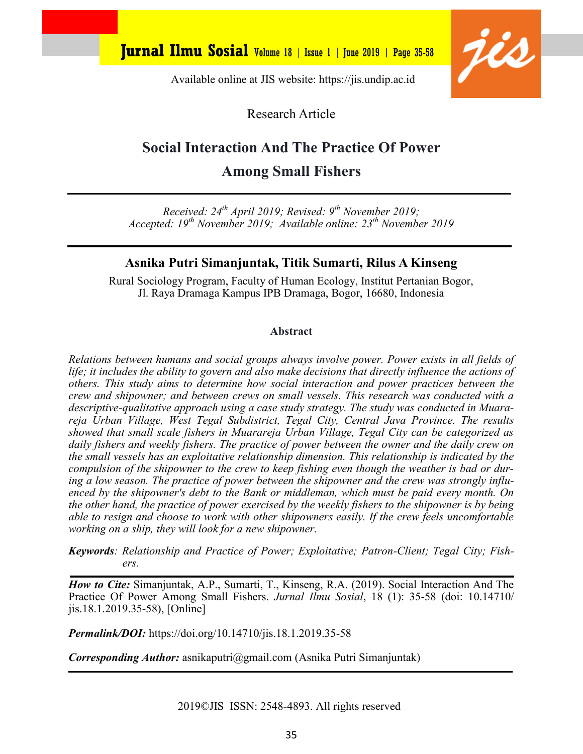Available online at JIS website: https://jis.undip.ac.id

Research Article

# Social Interaction And The Practice Of Power Among Small Fishers

*Received: 24th April 2019; Revised: 9th November 2019; Accepted: 19th November 2019; Available online: 23th November 2019*

**Asnika Putri Simanjuntak, Titik Sumarti, Rilus A Kinseng**

Rural Sociology Program, Faculty of Human Ecology, Institut Pertanian Bogor, Jl. Raya Dramaga Kampus IPB Dramaga, Bogor, 16680, Indonesia

## Abstract

*Relations between humans and social groups always involve power. Power exists in all fields of life; it includes the ability to govern and also make decisions that directly influence the actions of others. This study aims to determine how social interaction and power practices between the crew and shipowner; and between crews on small vessels. This research was conducted with a descriptive-qualitative approach using a case study strategy. The study was conducted in Muarareja Urban Village, West Tegal Subdistrict, Tegal City, Central Java Province. The results showed that small scale fishers in Muarareja Urban Village, Tegal City can be categorized as daily fishers and weekly fishers. The practice of power between the owner and the daily crew on the small vessels has an exploitative relationship dimension. This relationship is indicated by the compulsion of the shipowner to the crew to keep fishing even though the weather is bad or during a low season. The practice of power between the shipowner and the crew was strongly influenced by the shipowner's debt to the Bank or middleman, which must be paid every month. On the other hand, the practice of power exercised by the weekly fishers to the shipowner is by being able to resign and choose to work with other shipowners easily. If the crew feels uncomfortable working on a ship, they will look for a new shipowner.*

***Keywords****: Relationship and Practice of Power; Exploitative; Patron-Client; Tegal City; Fishers.*

***How to Cite:*** Simanjuntak, A.P., Sumarti, T., Kinseng, R.A. (2019). Social Interaction And The Practice Of Power Among Small Fishers. *Jurnal Ilmu Sosial*, 18 (1): 35-58 (doi: 10.14710/jis.18.1.2019.35-58), [Online]

***Permalink/DOI:*** https://doi.org/10.14710/jis.18.1.2019.35-58

***Corresponding Author:*** asnikaputri@gmail.com (Asnika Putri Simanjuntak)

2019©JIS–ISSN: 2548-4893. All rights reserved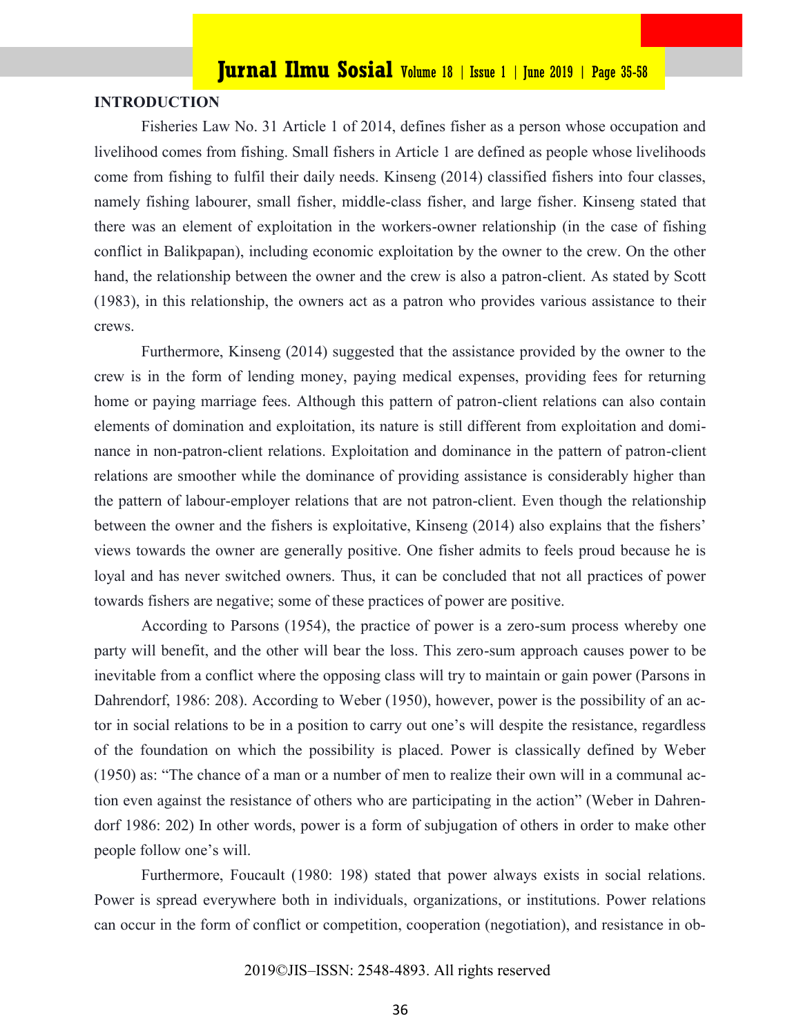## INTRODUCTION

Fisheries Law No. 31 Article 1 of 2014, defines fisher as a person whose occupation and livelihood comes from fishing. Small fishers in Article 1 are defined as people whose livelihoods come from fishing to fulfil their daily needs. Kinseng (2014) classified fishers into four classes, namely fishing labourer, small fisher, middle-class fisher, and large fisher. Kinseng stated that there was an element of exploitation in the workers-owner relationship (in the case of fishing conflict in Balikpapan), including economic exploitation by the owner to the crew. On the other hand, the relationship between the owner and the crew is also a patron-client. As stated by Scott (1983), in this relationship, the owners act as a patron who provides various assistance to their crews.

Furthermore, Kinseng (2014) suggested that the assistance provided by the owner to the crew is in the form of lending money, paying medical expenses, providing fees for returning home or paying marriage fees. Although this pattern of patron-client relations can also contain elements of domination and exploitation, its nature is still different from exploitation and dominance in non-patron-client relations. Exploitation and dominance in the pattern of patron-client relations are smoother while the dominance of providing assistance is considerably higher than the pattern of labour-employer relations that are not patron-client. Even though the relationship between the owner and the fishers is exploitative, Kinseng (2014) also explains that the fishers' views towards the owner are generally positive. One fisher admits to feels proud because he is loyal and has never switched owners. Thus, it can be concluded that not all practices of power towards fishers are negative; some of these practices of power are positive.

According to Parsons (1954), the practice of power is a zero-sum process whereby one party will benefit, and the other will bear the loss. This zero-sum approach causes power to be inevitable from a conflict where the opposing class will try to maintain or gain power (Parsons in Dahrendorf, 1986: 208). According to Weber (1950), however, power is the possibility of an actor in social relations to be in a position to carry out one's will despite the resistance, regardless of the foundation on which the possibility is placed. Power is classically defined by Weber (1950) as: "The chance of a man or a number of men to realize their own will in a communal action even against the resistance of others who are participating in the action" (Weber in Dahrendorf 1986: 202) In other words, power is a form of subjugation of others in order to make other people follow one's will.

Furthermore, Foucault (1980: 198) stated that power always exists in social relations. Power is spread everywhere both in individuals, organizations, or institutions. Power relations can occur in the form of conflict or competition, cooperation (negotiation), and resistance in ob-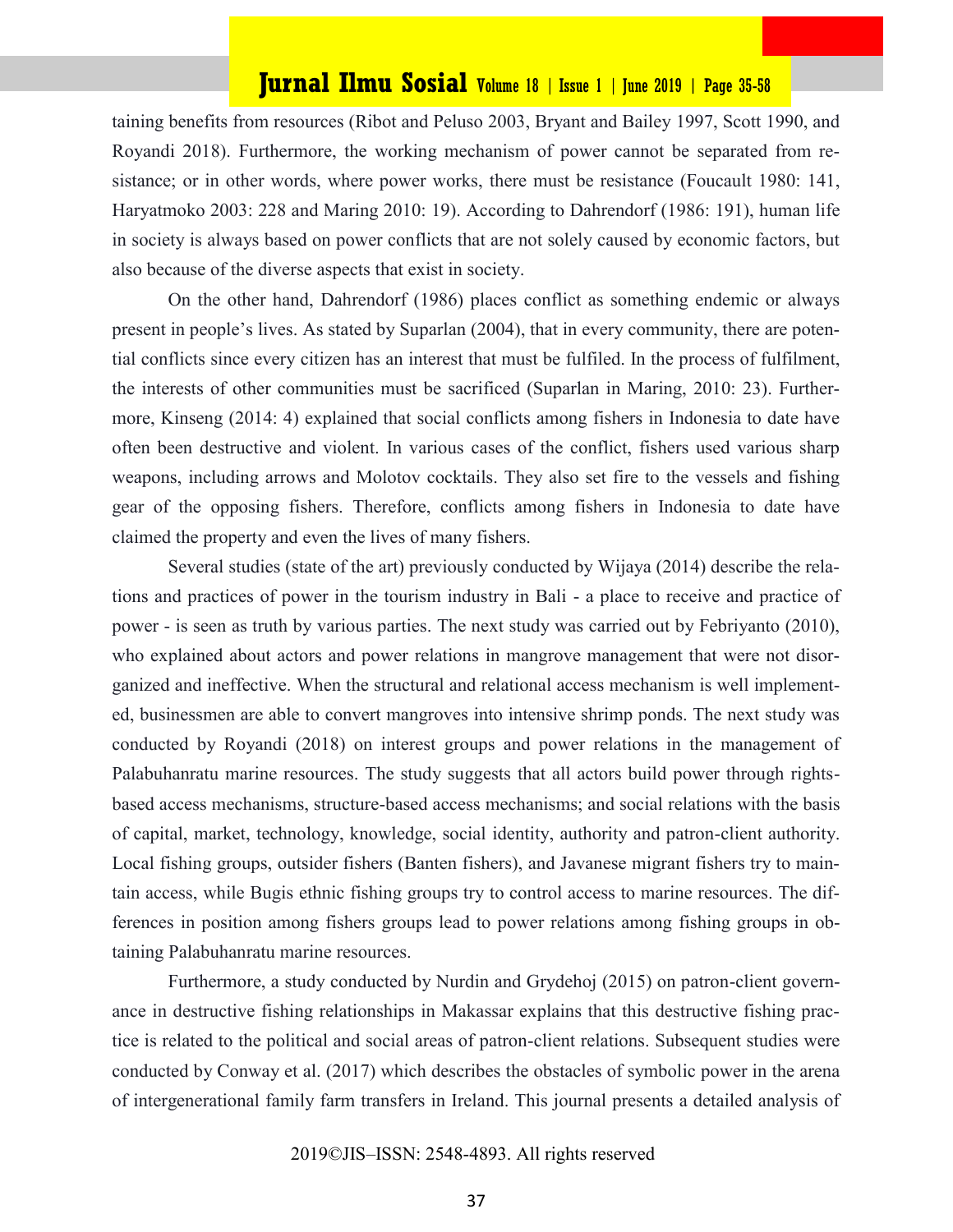taining benefits from resources (Ribot and Peluso 2003, Bryant and Bailey 1997, Scott 1990, and Royandi 2018). Furthermore, the working mechanism of power cannot be separated from resistance; or in other words, where power works, there must be resistance (Foucault 1980: 141, Haryatmoko 2003: 228 and Maring 2010: 19). According to Dahrendorf (1986: 191), human life in society is always based on power conflicts that are not solely caused by economic factors, but also because of the diverse aspects that exist in society.

On the other hand, Dahrendorf (1986) places conflict as something endemic or always present in people's lives. As stated by Suparlan (2004), that in every community, there are potential conflicts since every citizen has an interest that must be fulfiled. In the process of fulfilment, the interests of other communities must be sacrificed (Suparlan in Maring, 2010: 23). Furthermore, Kinseng (2014: 4) explained that social conflicts among fishers in Indonesia to date have often been destructive and violent. In various cases of the conflict, fishers used various sharp weapons, including arrows and Molotov cocktails. They also set fire to the vessels and fishing gear of the opposing fishers. Therefore, conflicts among fishers in Indonesia to date have claimed the property and even the lives of many fishers.

Several studies (state of the art) previously conducted by Wijaya (2014) describe the relations and practices of power in the tourism industry in Bali - a place to receive and practice of power - is seen as truth by various parties. The next study was carried out by Febriyanto (2010), who explained about actors and power relations in mangrove management that were not disorganized and ineffective. When the structural and relational access mechanism is well implemented, businessmen are able to convert mangroves into intensive shrimp ponds. The next study was conducted by Royandi (2018) on interest groups and power relations in the management of Palabuhanratu marine resources. The study suggests that all actors build power through rights-based access mechanisms, structure-based access mechanisms; and social relations with the basis of capital, market, technology, knowledge, social identity, authority and patron-client authority. Local fishing groups, outsider fishers (Banten fishers), and Javanese migrant fishers try to maintain access, while Bugis ethnic fishing groups try to control access to marine resources. The differences in position among fishers groups lead to power relations among fishing groups in obtaining Palabuhanratu marine resources.

Furthermore, a study conducted by Nurdin and Grydehoj (2015) on patron-client governance in destructive fishing relationships in Makassar explains that this destructive fishing practice is related to the political and social areas of patron-client relations. Subsequent studies were conducted by Conway et al. (2017) which describes the obstacles of symbolic power in the arena of intergenerational family farm transfers in Ireland. This journal presents a detailed analysis of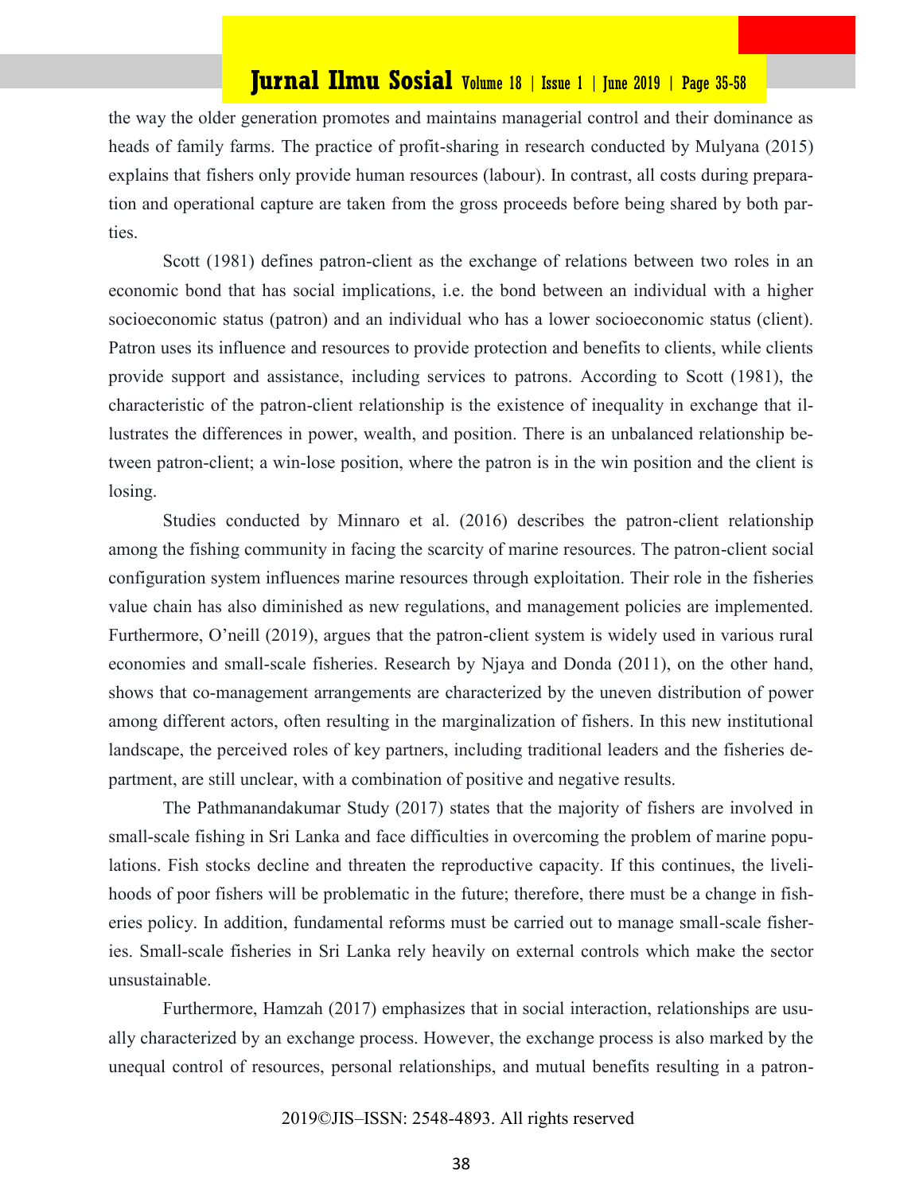the way the older generation promotes and maintains managerial control and their dominance as heads of family farms. The practice of profit-sharing in research conducted by Mulyana (2015) explains that fishers only provide human resources (labour). In contrast, all costs during preparation and operational capture are taken from the gross proceeds before being shared by both parties.

Scott (1981) defines patron-client as the exchange of relations between two roles in an economic bond that has social implications, i.e. the bond between an individual with a higher socioeconomic status (patron) and an individual who has a lower socioeconomic status (client). Patron uses its influence and resources to provide protection and benefits to clients, while clients provide support and assistance, including services to patrons. According to Scott (1981), the characteristic of the patron-client relationship is the existence of inequality in exchange that illustrates the differences in power, wealth, and position. There is an unbalanced relationship between patron-client; a win-lose position, where the patron is in the win position and the client is losing.

Studies conducted by Minnaro et al. (2016) describes the patron-client relationship among the fishing community in facing the scarcity of marine resources. The patron-client social configuration system influences marine resources through exploitation. Their role in the fisheries value chain has also diminished as new regulations, and management policies are implemented. Furthermore, O'neill (2019), argues that the patron-client system is widely used in various rural economies and small-scale fisheries. Research by Njaya and Donda (2011), on the other hand, shows that co-management arrangements are characterized by the uneven distribution of power among different actors, often resulting in the marginalization of fishers. In this new institutional landscape, the perceived roles of key partners, including traditional leaders and the fisheries department, are still unclear, with a combination of positive and negative results.

The Pathmanandakumar Study (2017) states that the majority of fishers are involved in small-scale fishing in Sri Lanka and face difficulties in overcoming the problem of marine populations. Fish stocks decline and threaten the reproductive capacity. If this continues, the livelihoods of poor fishers will be problematic in the future; therefore, there must be a change in fisheries policy. In addition, fundamental reforms must be carried out to manage small-scale fisheries. Small-scale fisheries in Sri Lanka rely heavily on external controls which make the sector unsustainable.

Furthermore, Hamzah (2017) emphasizes that in social interaction, relationships are usually characterized by an exchange process. However, the exchange process is also marked by the unequal control of resources, personal relationships, and mutual benefits resulting in a patron-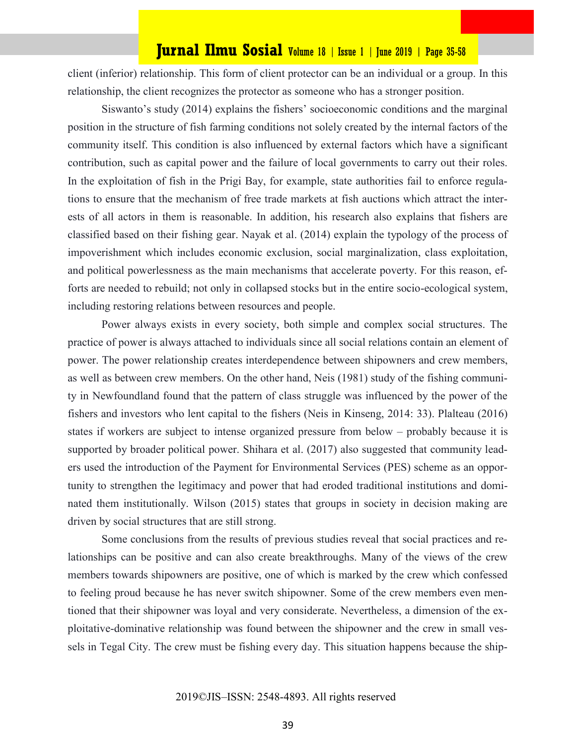client (inferior) relationship. This form of client protector can be an individual or a group. In this relationship, the client recognizes the protector as someone who has a stronger position.

Siswanto's study (2014) explains the fishers' socioeconomic conditions and the marginal position in the structure of fish farming conditions not solely created by the internal factors of the community itself. This condition is also influenced by external factors which have a significant contribution, such as capital power and the failure of local governments to carry out their roles. In the exploitation of fish in the Prigi Bay, for example, state authorities fail to enforce regulations to ensure that the mechanism of free trade markets at fish auctions which attract the interests of all actors in them is reasonable. In addition, his research also explains that fishers are classified based on their fishing gear. Nayak et al. (2014) explain the typology of the process of impoverishment which includes economic exclusion, social marginalization, class exploitation, and political powerlessness as the main mechanisms that accelerate poverty. For this reason, efforts are needed to rebuild; not only in collapsed stocks but in the entire socio-ecological system, including restoring relations between resources and people.

Power always exists in every society, both simple and complex social structures. The practice of power is always attached to individuals since all social relations contain an element of power. The power relationship creates interdependence between shipowners and crew members, as well as between crew members. On the other hand, Neis (1981) study of the fishing community in Newfoundland found that the pattern of class struggle was influenced by the power of the fishers and investors who lent capital to the fishers (Neis in Kinseng, 2014: 33). Plalteau (2016) states if workers are subject to intense organized pressure from below – probably because it is supported by broader political power. Shihara et al. (2017) also suggested that community leaders used the introduction of the Payment for Environmental Services (PES) scheme as an opportunity to strengthen the legitimacy and power that had eroded traditional institutions and dominated them institutionally. Wilson (2015) states that groups in society in decision making are driven by social structures that are still strong.

Some conclusions from the results of previous studies reveal that social practices and relationships can be positive and can also create breakthroughs. Many of the views of the crew members towards shipowners are positive, one of which is marked by the crew which confessed to feeling proud because he has never switch shipowner. Some of the crew members even mentioned that their shipowner was loyal and very considerate. Nevertheless, a dimension of the exploitative-dominative relationship was found between the shipowner and the crew in small vessels in Tegal City. The crew must be fishing every day. This situation happens because the ship-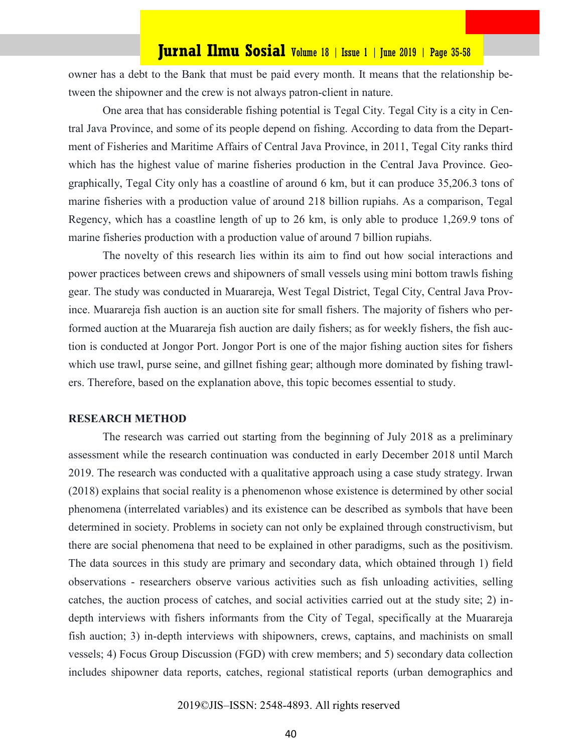owner has a debt to the Bank that must be paid every month. It means that the relationship between the shipowner and the crew is not always patron-client in nature.

One area that has considerable fishing potential is Tegal City. Tegal City is a city in Central Java Province, and some of its people depend on fishing. According to data from the Department of Fisheries and Maritime Affairs of Central Java Province, in 2011, Tegal City ranks third which has the highest value of marine fisheries production in the Central Java Province. Geographically, Tegal City only has a coastline of around 6 km, but it can produce 35,206.3 tons of marine fisheries with a production value of around 218 billion rupiahs. As a comparison, Tegal Regency, which has a coastline length of up to 26 km, is only able to produce 1,269.9 tons of marine fisheries production with a production value of around 7 billion rupiahs.

The novelty of this research lies within its aim to find out how social interactions and power practices between crews and shipowners of small vessels using mini bottom trawls fishing gear. The study was conducted in Muarareja, West Tegal District, Tegal City, Central Java Province. Muarareja fish auction is an auction site for small fishers. The majority of fishers who performed auction at the Muarareja fish auction are daily fishers; as for weekly fishers, the fish auction is conducted at Jongor Port. Jongor Port is one of the major fishing auction sites for fishers which use trawl, purse seine, and gillnet fishing gear; although more dominated by fishing trawlers. Therefore, based on the explanation above, this topic becomes essential to study.

## RESEARCH METHOD

The research was carried out starting from the beginning of July 2018 as a preliminary assessment while the research continuation was conducted in early December 2018 until March 2019. The research was conducted with a qualitative approach using a case study strategy. Irwan (2018) explains that social reality is a phenomenon whose existence is determined by other social phenomena (interrelated variables) and its existence can be described as symbols that have been determined in society. Problems in society can not only be explained through constructivism, but there are social phenomena that need to be explained in other paradigms, such as the positivism. The data sources in this study are primary and secondary data, which obtained through 1) field observations - researchers observe various activities such as fish unloading activities, selling catches, the auction process of catches, and social activities carried out at the study site; 2) in-depth interviews with fishers informants from the City of Tegal, specifically at the Muarareja fish auction; 3) in-depth interviews with shipowners, crews, captains, and machinists on small vessels; 4) Focus Group Discussion (FGD) with crew members; and 5) secondary data collection includes shipowner data reports, catches, regional statistical reports (urban demographics and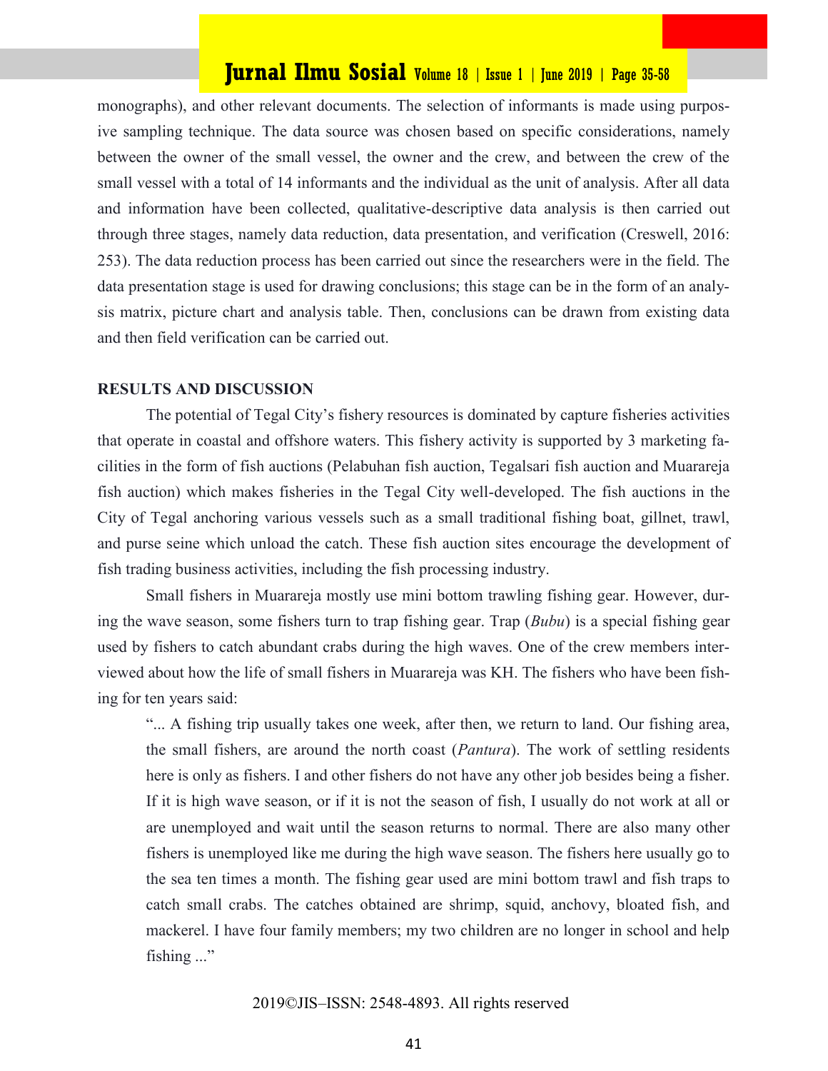monographs), and other relevant documents. The selection of informants is made using purposive sampling technique. The data source was chosen based on specific considerations, namely between the owner of the small vessel, the owner and the crew, and between the crew of the small vessel with a total of 14 informants and the individual as the unit of analysis. After all data and information have been collected, qualitative-descriptive data analysis is then carried out through three stages, namely data reduction, data presentation, and verification (Creswell, 2016: 253). The data reduction process has been carried out since the researchers were in the field. The data presentation stage is used for drawing conclusions; this stage can be in the form of an analysis matrix, picture chart and analysis table. Then, conclusions can be drawn from existing data and then field verification can be carried out.

## RESULTS AND DISCUSSION

The potential of Tegal City's fishery resources is dominated by capture fisheries activities that operate in coastal and offshore waters. This fishery activity is supported by 3 marketing facilities in the form of fish auctions (Pelabuhan fish auction, Tegalsari fish auction and Muarareja fish auction) which makes fisheries in the Tegal City well-developed. The fish auctions in the City of Tegal anchoring various vessels such as a small traditional fishing boat, gillnet, trawl, and purse seine which unload the catch. These fish auction sites encourage the development of fish trading business activities, including the fish processing industry.

Small fishers in Muarareja mostly use mini bottom trawling fishing gear. However, during the wave season, some fishers turn to trap fishing gear. Trap (*Bubu*) is a special fishing gear used by fishers to catch abundant crabs during the high waves. One of the crew members interviewed about how the life of small fishers in Muarareja was KH. The fishers who have been fishing for ten years said:

> "... A fishing trip usually takes one week, after then, we return to land. Our fishing area, the small fishers, are around the north coast (*Pantura*). The work of settling residents here is only as fishers. I and other fishers do not have any other job besides being a fisher. If it is high wave season, or if it is not the season of fish, I usually do not work at all or are unemployed and wait until the season returns to normal. There are also many other fishers is unemployed like me during the high wave season. The fishers here usually go to the sea ten times a month. The fishing gear used are mini bottom trawl and fish traps to catch small crabs. The catches obtained are shrimp, squid, anchovy, bloated fish, and mackerel. I have four family members; my two children are no longer in school and help fishing ..."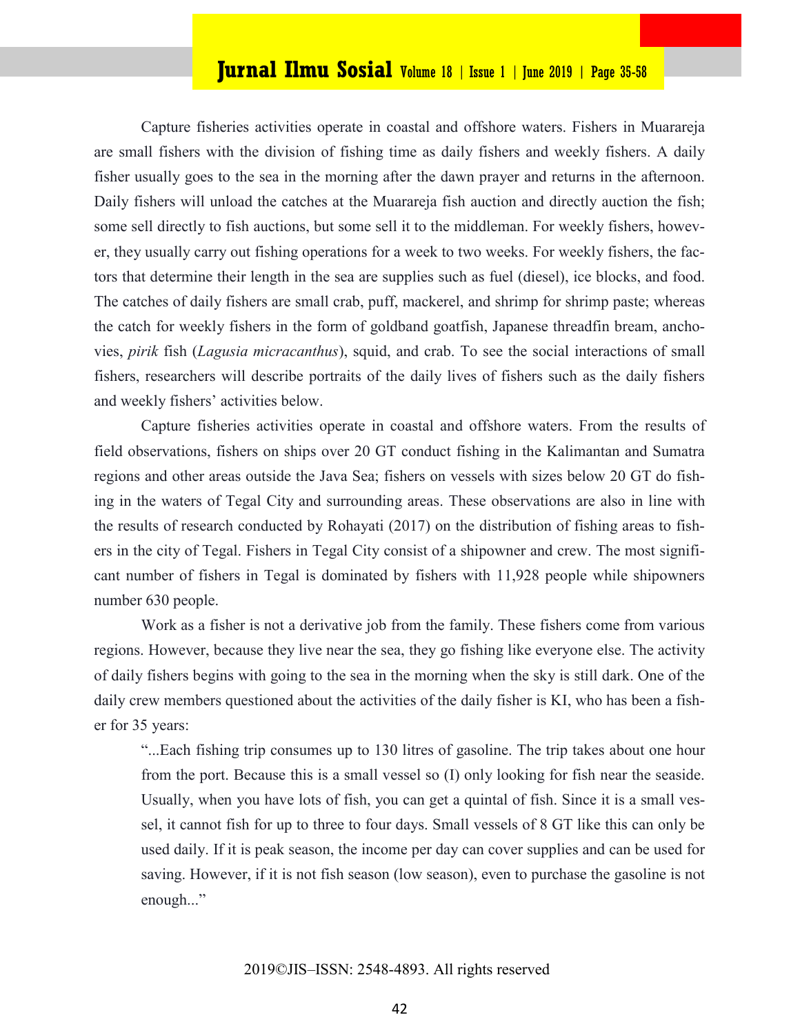Capture fisheries activities operate in coastal and offshore waters. Fishers in Muarareja are small fishers with the division of fishing time as daily fishers and weekly fishers. A daily fisher usually goes to the sea in the morning after the dawn prayer and returns in the afternoon. Daily fishers will unload the catches at the Muarareja fish auction and directly auction the fish; some sell directly to fish auctions, but some sell it to the middleman. For weekly fishers, however, they usually carry out fishing operations for a week to two weeks. For weekly fishers, the factors that determine their length in the sea are supplies such as fuel (diesel), ice blocks, and food. The catches of daily fishers are small crab, puff, mackerel, and shrimp for shrimp paste; whereas the catch for weekly fishers in the form of goldband goatfish, Japanese threadfin bream, anchovies, *pirik* fish (*Lagusia micracanthus*), squid, and crab. To see the social interactions of small fishers, researchers will describe portraits of the daily lives of fishers such as the daily fishers and weekly fishers' activities below.

Capture fisheries activities operate in coastal and offshore waters. From the results of field observations, fishers on ships over 20 GT conduct fishing in the Kalimantan and Sumatra regions and other areas outside the Java Sea; fishers on vessels with sizes below 20 GT do fishing in the waters of Tegal City and surrounding areas. These observations are also in line with the results of research conducted by Rohayati (2017) on the distribution of fishing areas to fishers in the city of Tegal. Fishers in Tegal City consist of a shipowner and crew. The most significant number of fishers in Tegal is dominated by fishers with 11,928 people while shipowners number 630 people.

Work as a fisher is not a derivative job from the family. These fishers come from various regions. However, because they live near the sea, they go fishing like everyone else. The activity of daily fishers begins with going to the sea in the morning when the sky is still dark. One of the daily crew members questioned about the activities of the daily fisher is KI, who has been a fisher for 35 years:

> "...Each fishing trip consumes up to 130 litres of gasoline. The trip takes about one hour from the port. Because this is a small vessel so (I) only looking for fish near the seaside. Usually, when you have lots of fish, you can get a quintal of fish. Since it is a small vessel, it cannot fish for up to three to four days. Small vessels of 8 GT like this can only be used daily. If it is peak season, the income per day can cover supplies and can be used for saving. However, if it is not fish season (low season), even to purchase the gasoline is not enough..."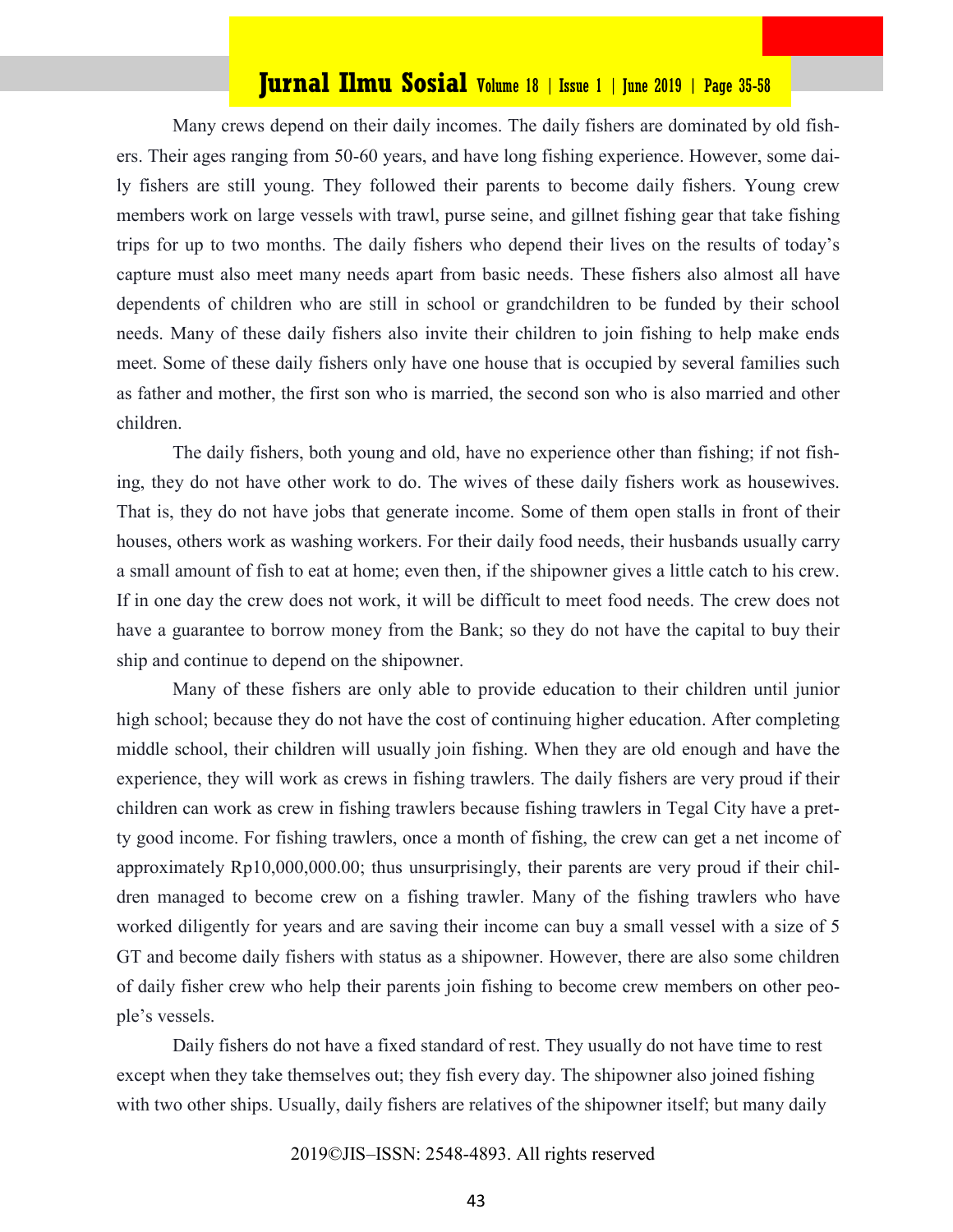Many crews depend on their daily incomes. The daily fishers are dominated by old fishers. Their ages ranging from 50-60 years, and have long fishing experience. However, some daily fishers are still young. They followed their parents to become daily fishers. Young crew members work on large vessels with trawl, purse seine, and gillnet fishing gear that take fishing trips for up to two months. The daily fishers who depend their lives on the results of today's capture must also meet many needs apart from basic needs. These fishers also almost all have dependents of children who are still in school or grandchildren to be funded by their school needs. Many of these daily fishers also invite their children to join fishing to help make ends meet. Some of these daily fishers only have one house that is occupied by several families such as father and mother, the first son who is married, the second son who is also married and other children.

The daily fishers, both young and old, have no experience other than fishing; if not fishing, they do not have other work to do. The wives of these daily fishers work as housewives. That is, they do not have jobs that generate income. Some of them open stalls in front of their houses, others work as washing workers. For their daily food needs, their husbands usually carry a small amount of fish to eat at home; even then, if the shipowner gives a little catch to his crew. If in one day the crew does not work, it will be difficult to meet food needs. The crew does not have a guarantee to borrow money from the Bank; so they do not have the capital to buy their ship and continue to depend on the shipowner.

Many of these fishers are only able to provide education to their children until junior high school; because they do not have the cost of continuing higher education. After completing middle school, their children will usually join fishing. When they are old enough and have the experience, they will work as crews in fishing trawlers. The daily fishers are very proud if their children can work as crew in fishing trawlers because fishing trawlers in Tegal City have a pretty good income. For fishing trawlers, once a month of fishing, the crew can get a net income of approximately Rp10,000,000.00; thus unsurprisingly, their parents are very proud if their children managed to become crew on a fishing trawler. Many of the fishing trawlers who have worked diligently for years and are saving their income can buy a small vessel with a size of 5 GT and become daily fishers with status as a shipowner. However, there are also some children of daily fisher crew who help their parents join fishing to become crew members on other people's vessels.

Daily fishers do not have a fixed standard of rest. They usually do not have time to rest except when they take themselves out; they fish every day. The shipowner also joined fishing with two other ships. Usually, daily fishers are relatives of the shipowner itself; but many daily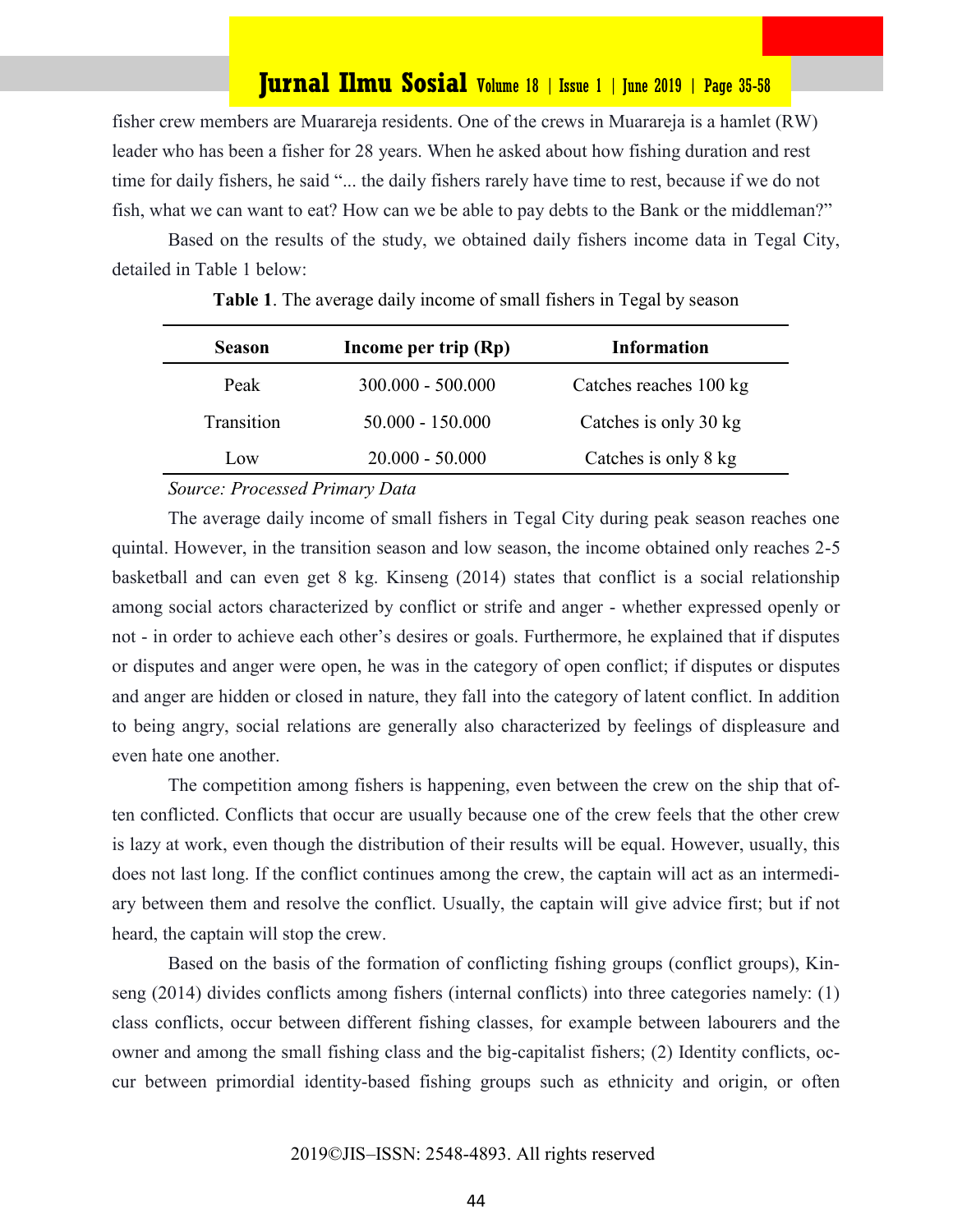fisher crew members are Muarareja residents. One of the crews in Muarareja is a hamlet (RW) leader who has been a fisher for 28 years. When he asked about how fishing duration and rest time for daily fishers, he said "... the daily fishers rarely have time to rest, because if we do not fish, what we can want to eat? How can we be able to pay debts to the Bank or the middleman?"

Based on the results of the study, we obtained daily fishers income data in Tegal City, detailed in Table 1 below:

**Table 1**. The average daily income of small fishers in Tegal by season

| Season | Income per trip (Rp) | Information |
|---|---|---|
| Peak | 300.000 - 500.000 | Catches reaches 100 kg |
| Transition | 50.000 - 150.000 | Catches is only 30 kg |
| Low | 20.000 - 50.000 | Catches is only 8 kg |

*Source: Processed Primary Data*

The average daily income of small fishers in Tegal City during peak season reaches one quintal. However, in the transition season and low season, the income obtained only reaches 2-5 basketball and can even get 8 kg. Kinseng (2014) states that conflict is a social relationship among social actors characterized by conflict or strife and anger - whether expressed openly or not - in order to achieve each other's desires or goals. Furthermore, he explained that if disputes or disputes and anger were open, he was in the category of open conflict; if disputes or disputes and anger are hidden or closed in nature, they fall into the category of latent conflict. In addition to being angry, social relations are generally also characterized by feelings of displeasure and even hate one another.

The competition among fishers is happening, even between the crew on the ship that often conflicted. Conflicts that occur are usually because one of the crew feels that the other crew is lazy at work, even though the distribution of their results will be equal. However, usually, this does not last long. If the conflict continues among the crew, the captain will act as an intermediary between them and resolve the conflict. Usually, the captain will give advice first; but if not heard, the captain will stop the crew.

Based on the basis of the formation of conflicting fishing groups (conflict groups), Kinseng (2014) divides conflicts among fishers (internal conflicts) into three categories namely: (1) class conflicts, occur between different fishing classes, for example between labourers and the owner and among the small fishing class and the big-capitalist fishers; (2) Identity conflicts, occur between primordial identity-based fishing groups such as ethnicity and origin, or often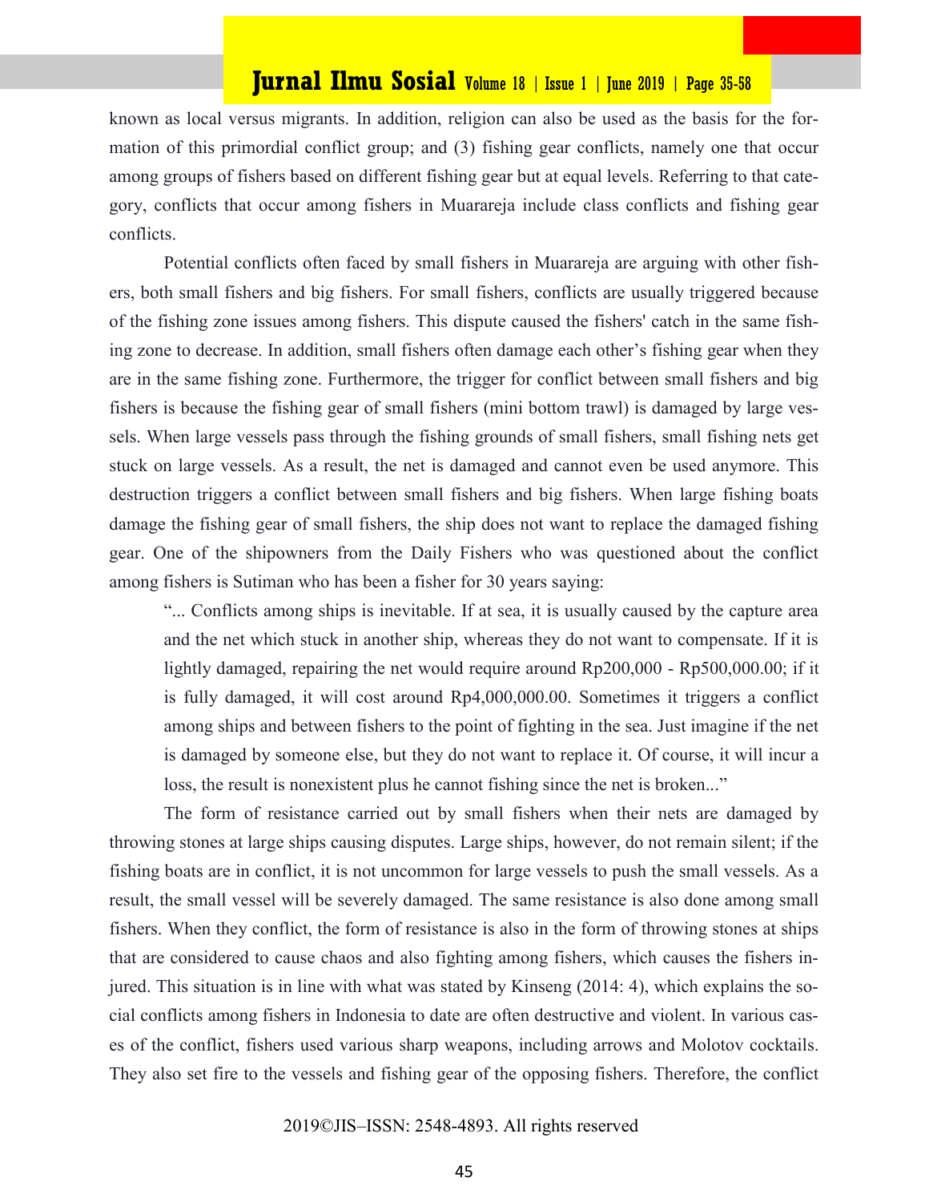known as local versus migrants. In addition, religion can also be used as the basis for the formation of this primordial conflict group; and (3) fishing gear conflicts, namely one that occur among groups of fishers based on different fishing gear but at equal levels. Referring to that category, conflicts that occur among fishers in Muarareja include class conflicts and fishing gear conflicts.

Potential conflicts often faced by small fishers in Muarareja are arguing with other fishers, both small fishers and big fishers. For small fishers, conflicts are usually triggered because of the fishing zone issues among fishers. This dispute caused the fishers' catch in the same fishing zone to decrease. In addition, small fishers often damage each other's fishing gear when they are in the same fishing zone. Furthermore, the trigger for conflict between small fishers and big fishers is because the fishing gear of small fishers (mini bottom trawl) is damaged by large vessels. When large vessels pass through the fishing grounds of small fishers, small fishing nets get stuck on large vessels. As a result, the net is damaged and cannot even be used anymore. This destruction triggers a conflict between small fishers and big fishers. When large fishing boats damage the fishing gear of small fishers, the ship does not want to replace the damaged fishing gear. One of the shipowners from the Daily Fishers who was questioned about the conflict among fishers is Sutiman who has been a fisher for 30 years saying:

> "... Conflicts among ships is inevitable. If at sea, it is usually caused by the capture area and the net which stuck in another ship, whereas they do not want to compensate. If it is lightly damaged, repairing the net would require around Rp200,000 - Rp500,000.00; if it is fully damaged, it will cost around Rp4,000,000.00. Sometimes it triggers a conflict among ships and between fishers to the point of fighting in the sea. Just imagine if the net is damaged by someone else, but they do not want to replace it. Of course, it will incur a loss, the result is nonexistent plus he cannot fishing since the net is broken..."

The form of resistance carried out by small fishers when their nets are damaged by throwing stones at large ships causing disputes. Large ships, however, do not remain silent; if the fishing boats are in conflict, it is not uncommon for large vessels to push the small vessels. As a result, the small vessel will be severely damaged. The same resistance is also done among small fishers. When they conflict, the form of resistance is also in the form of throwing stones at ships that are considered to cause chaos and also fighting among fishers, which causes the fishers injured. This situation is in line with what was stated by Kinseng (2014: 4), which explains the social conflicts among fishers in Indonesia to date are often destructive and violent. In various cases of the conflict, fishers used various sharp weapons, including arrows and Molotov cocktails. They also set fire to the vessels and fishing gear of the opposing fishers. Therefore, the conflict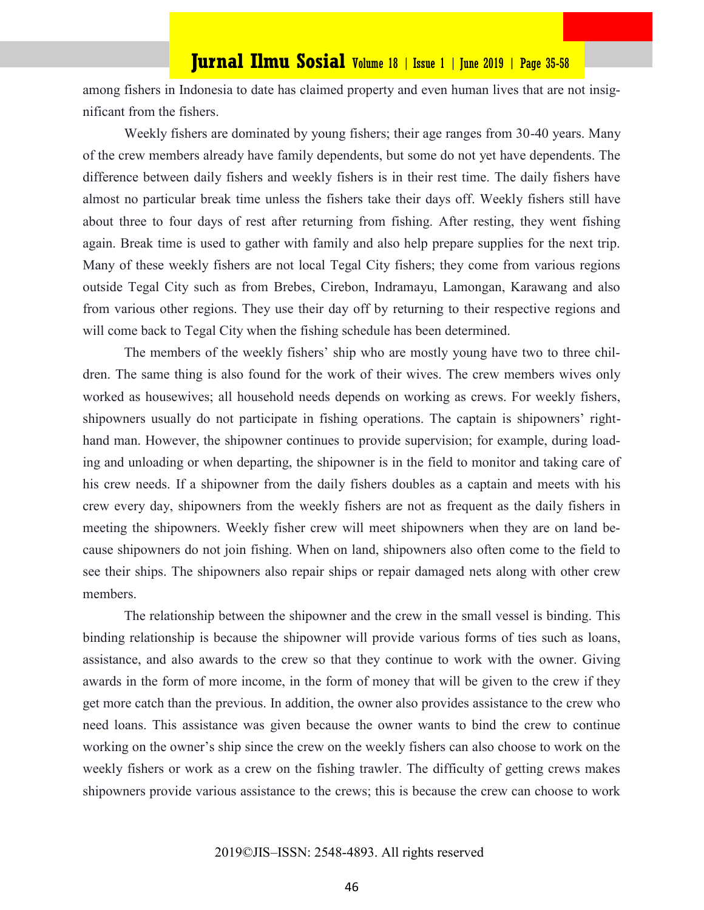among fishers in Indonesia to date has claimed property and even human lives that are not insignificant from the fishers.

Weekly fishers are dominated by young fishers; their age ranges from 30-40 years. Many of the crew members already have family dependents, but some do not yet have dependents. The difference between daily fishers and weekly fishers is in their rest time. The daily fishers have almost no particular break time unless the fishers take their days off. Weekly fishers still have about three to four days of rest after returning from fishing. After resting, they went fishing again. Break time is used to gather with family and also help prepare supplies for the next trip. Many of these weekly fishers are not local Tegal City fishers; they come from various regions outside Tegal City such as from Brebes, Cirebon, Indramayu, Lamongan, Karawang and also from various other regions. They use their day off by returning to their respective regions and will come back to Tegal City when the fishing schedule has been determined.

The members of the weekly fishers' ship who are mostly young have two to three children. The same thing is also found for the work of their wives. The crew members wives only worked as housewives; all household needs depends on working as crews. For weekly fishers, shipowners usually do not participate in fishing operations. The captain is shipowners' right-hand man. However, the shipowner continues to provide supervision; for example, during loading and unloading or when departing, the shipowner is in the field to monitor and taking care of his crew needs. If a shipowner from the daily fishers doubles as a captain and meets with his crew every day, shipowners from the weekly fishers are not as frequent as the daily fishers in meeting the shipowners. Weekly fisher crew will meet shipowners when they are on land because shipowners do not join fishing. When on land, shipowners also often come to the field to see their ships. The shipowners also repair ships or repair damaged nets along with other crew members.

The relationship between the shipowner and the crew in the small vessel is binding. This binding relationship is because the shipowner will provide various forms of ties such as loans, assistance, and also awards to the crew so that they continue to work with the owner. Giving awards in the form of more income, in the form of money that will be given to the crew if they get more catch than the previous. In addition, the owner also provides assistance to the crew who need loans. This assistance was given because the owner wants to bind the crew to continue working on the owner's ship since the crew on the weekly fishers can also choose to work on the weekly fishers or work as a crew on the fishing trawler. The difficulty of getting crews makes shipowners provide various assistance to the crews; this is because the crew can choose to work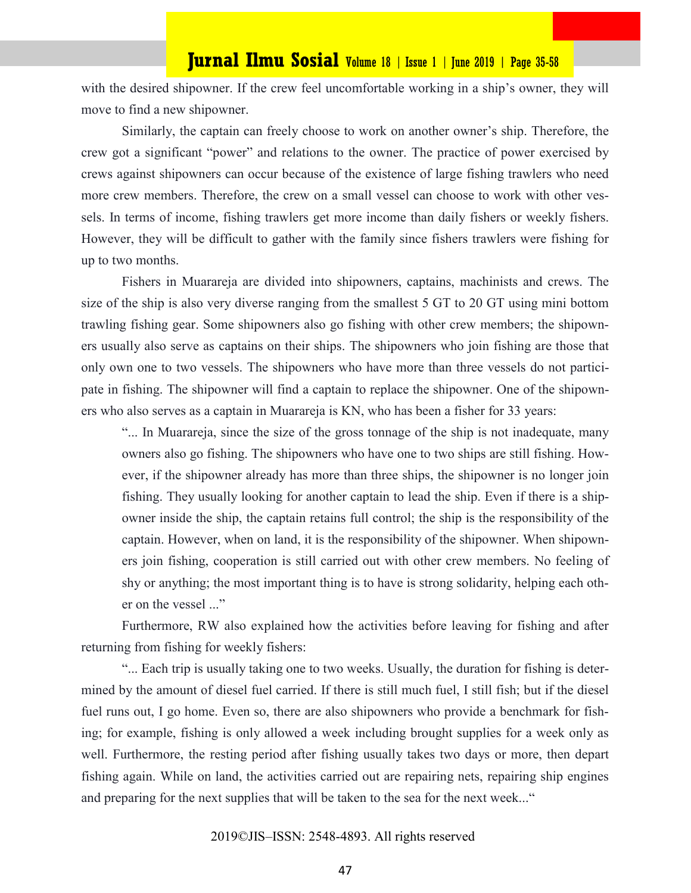with the desired shipowner. If the crew feel uncomfortable working in a ship's owner, they will move to find a new shipowner.

Similarly, the captain can freely choose to work on another owner's ship. Therefore, the crew got a significant "power" and relations to the owner. The practice of power exercised by crews against shipowners can occur because of the existence of large fishing trawlers who need more crew members. Therefore, the crew on a small vessel can choose to work with other vessels. In terms of income, fishing trawlers get more income than daily fishers or weekly fishers. However, they will be difficult to gather with the family since fishers trawlers were fishing for up to two months.

Fishers in Muarareja are divided into shipowners, captains, machinists and crews. The size of the ship is also very diverse ranging from the smallest 5 GT to 20 GT using mini bottom trawling fishing gear. Some shipowners also go fishing with other crew members; the shipowners usually also serve as captains on their ships. The shipowners who join fishing are those that only own one to two vessels. The shipowners who have more than three vessels do not participate in fishing. The shipowner will find a captain to replace the shipowner. One of the shipowners who also serves as a captain in Muarareja is KN, who has been a fisher for 33 years:

> "... In Muarareja, since the size of the gross tonnage of the ship is not inadequate, many owners also go fishing. The shipowners who have one to two ships are still fishing. However, if the shipowner already has more than three ships, the shipowner is no longer join fishing. They usually looking for another captain to lead the ship. Even if there is a shipowner inside the ship, the captain retains full control; the ship is the responsibility of the captain. However, when on land, it is the responsibility of the shipowner. When shipowners join fishing, cooperation is still carried out with other crew members. No feeling of shy or anything; the most important thing is to have is strong solidarity, helping each other on the vessel ..."

Furthermore, RW also explained how the activities before leaving for fishing and after returning from fishing for weekly fishers:

"... Each trip is usually taking one to two weeks. Usually, the duration for fishing is determined by the amount of diesel fuel carried. If there is still much fuel, I still fish; but if the diesel fuel runs out, I go home. Even so, there are also shipowners who provide a benchmark for fishing; for example, fishing is only allowed a week including brought supplies for a week only as well. Furthermore, the resting period after fishing usually takes two days or more, then depart fishing again. While on land, the activities carried out are repairing nets, repairing ship engines and preparing for the next supplies that will be taken to the sea for the next week..."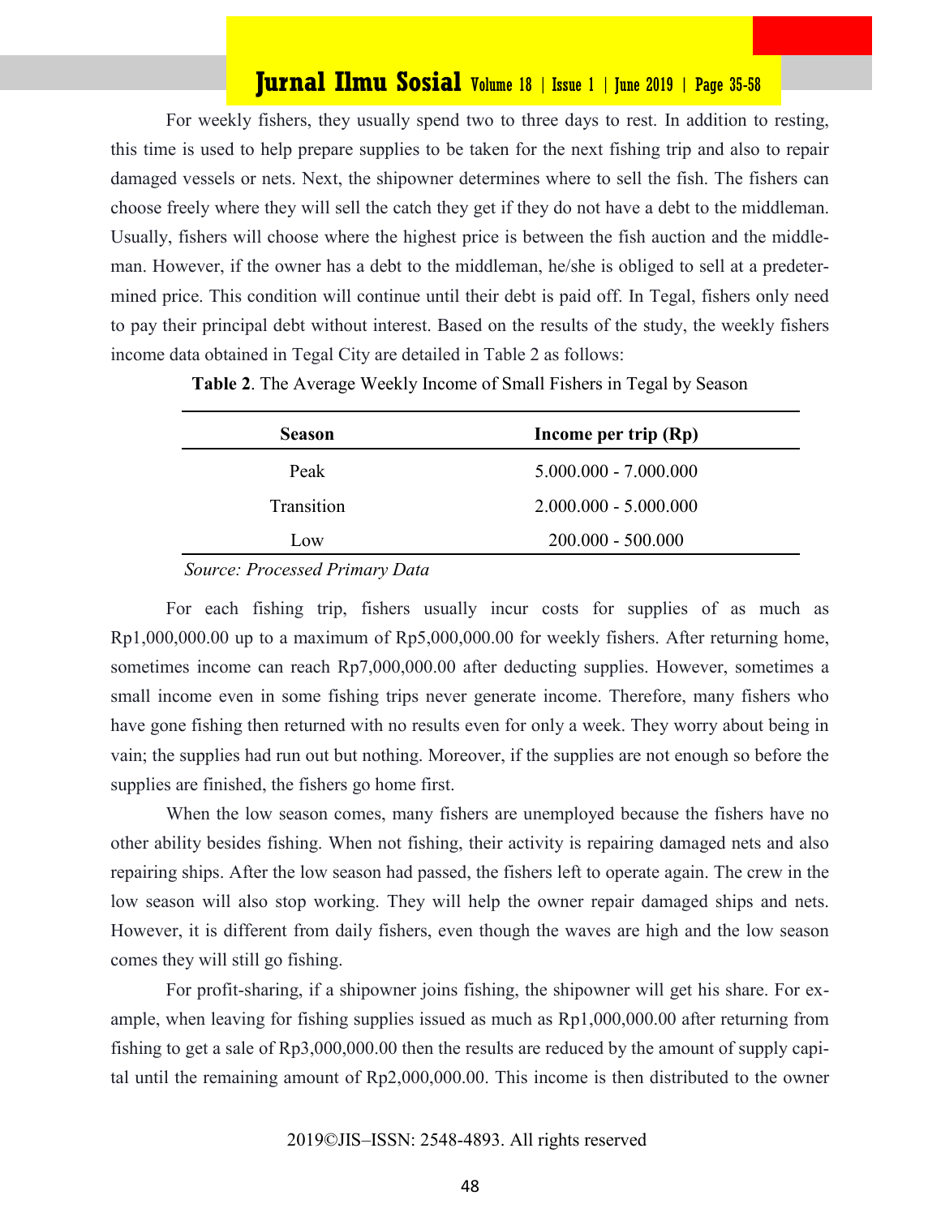For weekly fishers, they usually spend two to three days to rest. In addition to resting, this time is used to help prepare supplies to be taken for the next fishing trip and also to repair damaged vessels or nets. Next, the shipowner determines where to sell the fish. The fishers can choose freely where they will sell the catch they get if they do not have a debt to the middleman. Usually, fishers will choose where the highest price is between the fish auction and the middleman. However, if the owner has a debt to the middleman, he/she is obliged to sell at a predetermined price. This condition will continue until their debt is paid off. In Tegal, fishers only need to pay their principal debt without interest. Based on the results of the study, the weekly fishers income data obtained in Tegal City are detailed in Table 2 as follows:

**Table 2**. The Average Weekly Income of Small Fishers in Tegal by Season

| Season | Income per trip (Rp) |
| --- | --- |
| Peak | 5.000.000 - 7.000.000 |
| Transition | 2.000.000 - 5.000.000 |
| Low | 200.000 - 500.000 |

*Source: Processed Primary Data*

For each fishing trip, fishers usually incur costs for supplies of as much as Rp1,000,000.00 up to a maximum of Rp5,000,000.00 for weekly fishers. After returning home, sometimes income can reach Rp7,000,000.00 after deducting supplies. However, sometimes a small income even in some fishing trips never generate income. Therefore, many fishers who have gone fishing then returned with no results even for only a week. They worry about being in vain; the supplies had run out but nothing. Moreover, if the supplies are not enough so before the supplies are finished, the fishers go home first.

When the low season comes, many fishers are unemployed because the fishers have no other ability besides fishing. When not fishing, their activity is repairing damaged nets and also repairing ships. After the low season had passed, the fishers left to operate again. The crew in the low season will also stop working. They will help the owner repair damaged ships and nets. However, it is different from daily fishers, even though the waves are high and the low season comes they will still go fishing.

For profit-sharing, if a shipowner joins fishing, the shipowner will get his share. For example, when leaving for fishing supplies issued as much as Rp1,000,000.00 after returning from fishing to get a sale of Rp3,000,000.00 then the results are reduced by the amount of supply capital until the remaining amount of Rp2,000,000.00. This income is then distributed to the owner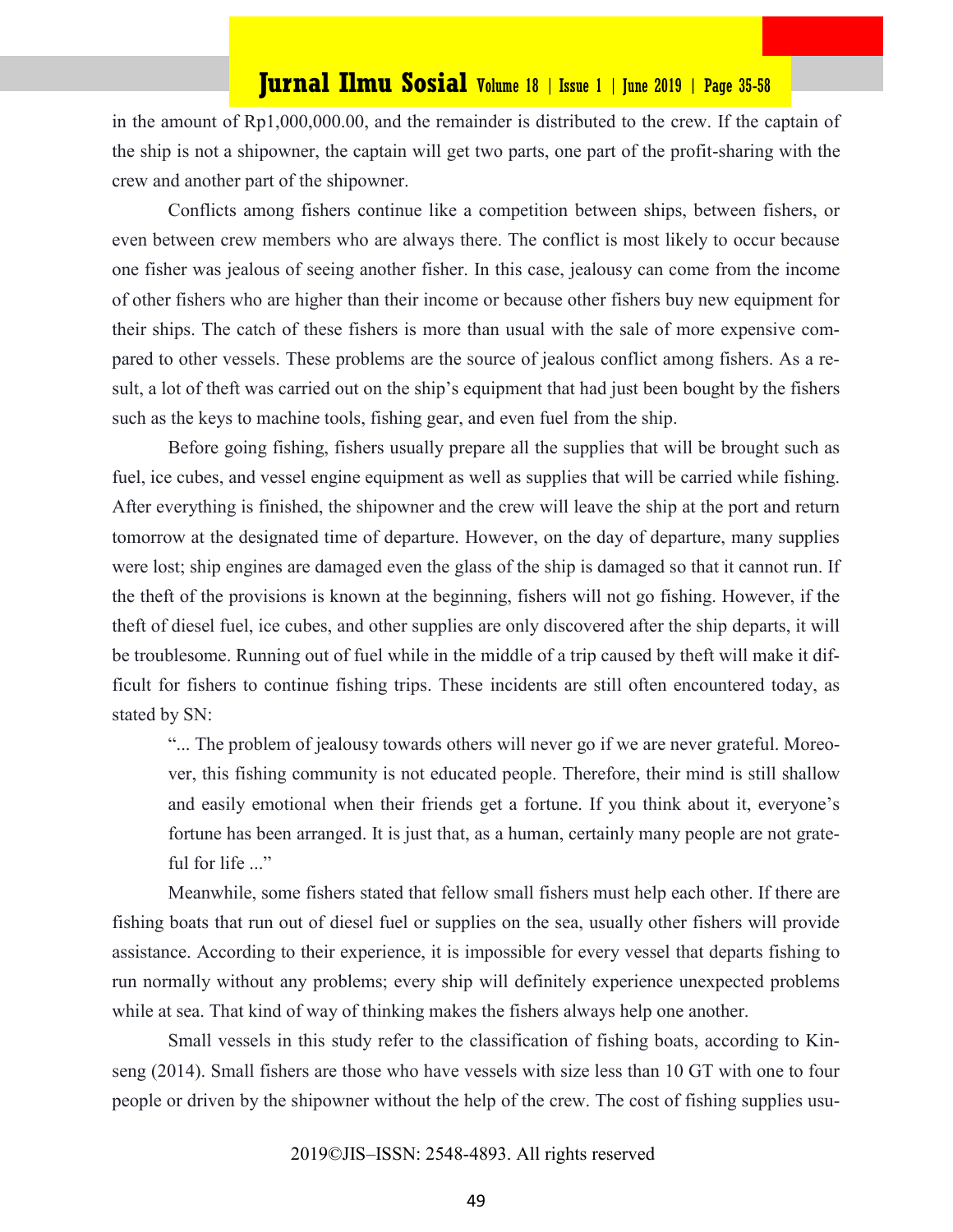in the amount of Rp1,000,000.00, and the remainder is distributed to the crew. If the captain of the ship is not a shipowner, the captain will get two parts, one part of the profit-sharing with the crew and another part of the shipowner.

Conflicts among fishers continue like a competition between ships, between fishers, or even between crew members who are always there. The conflict is most likely to occur because one fisher was jealous of seeing another fisher. In this case, jealousy can come from the income of other fishers who are higher than their income or because other fishers buy new equipment for their ships. The catch of these fishers is more than usual with the sale of more expensive compared to other vessels. These problems are the source of jealous conflict among fishers. As a result, a lot of theft was carried out on the ship's equipment that had just been bought by the fishers such as the keys to machine tools, fishing gear, and even fuel from the ship.

Before going fishing, fishers usually prepare all the supplies that will be brought such as fuel, ice cubes, and vessel engine equipment as well as supplies that will be carried while fishing. After everything is finished, the shipowner and the crew will leave the ship at the port and return tomorrow at the designated time of departure. However, on the day of departure, many supplies were lost; ship engines are damaged even the glass of the ship is damaged so that it cannot run. If the theft of the provisions is known at the beginning, fishers will not go fishing. However, if the theft of diesel fuel, ice cubes, and other supplies are only discovered after the ship departs, it will be troublesome. Running out of fuel while in the middle of a trip caused by theft will make it difficult for fishers to continue fishing trips. These incidents are still often encountered today, as stated by SN:

> "... The problem of jealousy towards others will never go if we are never grateful. Moreover, this fishing community is not educated people. Therefore, their mind is still shallow and easily emotional when their friends get a fortune. If you think about it, everyone's fortune has been arranged. It is just that, as a human, certainly many people are not grateful for life ..."

Meanwhile, some fishers stated that fellow small fishers must help each other. If there are fishing boats that run out of diesel fuel or supplies on the sea, usually other fishers will provide assistance. According to their experience, it is impossible for every vessel that departs fishing to run normally without any problems; every ship will definitely experience unexpected problems while at sea. That kind of way of thinking makes the fishers always help one another.

Small vessels in this study refer to the classification of fishing boats, according to Kinseng (2014). Small fishers are those who have vessels with size less than 10 GT with one to four people or driven by the shipowner without the help of the crew. The cost of fishing supplies usu-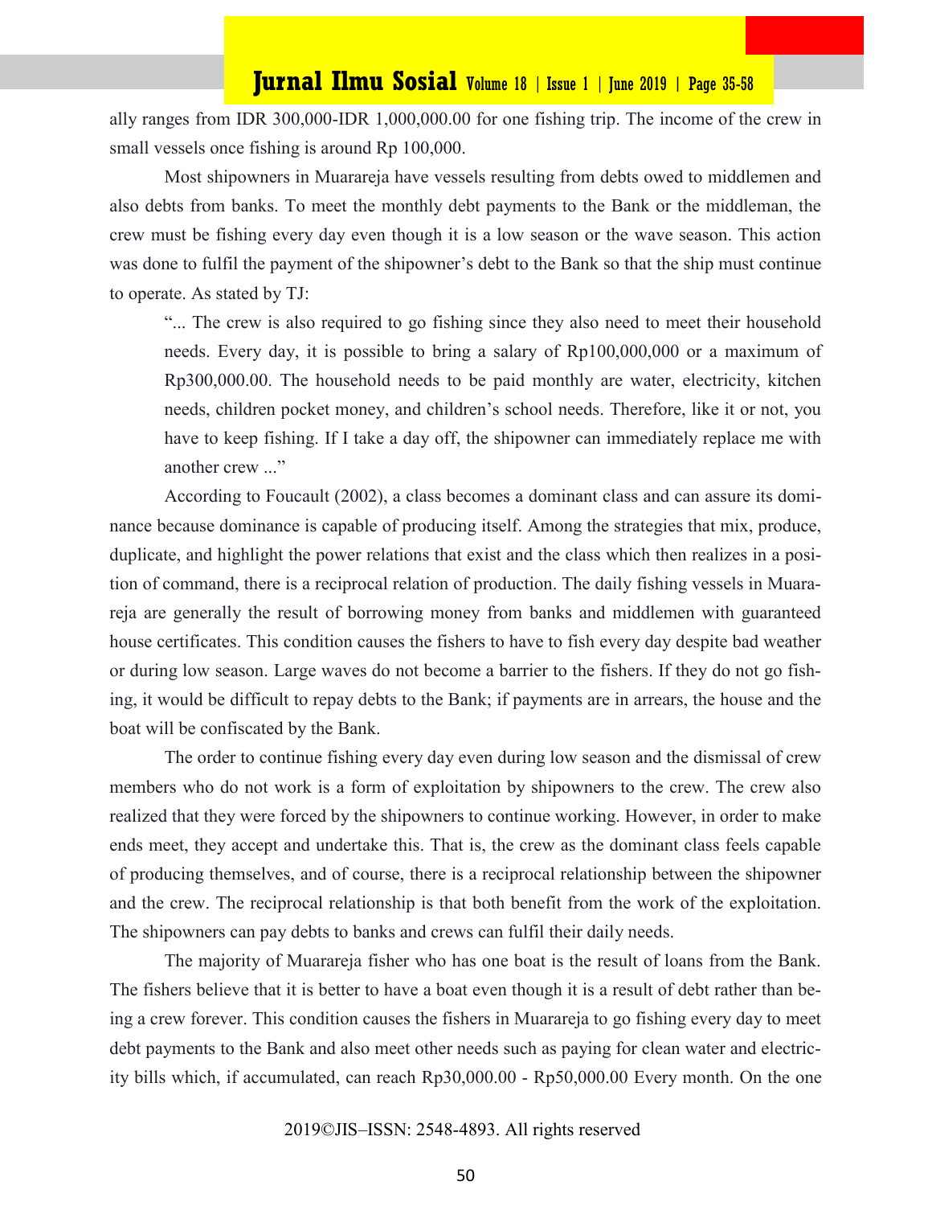ally ranges from IDR 300,000-IDR 1,000,000.00 for one fishing trip. The income of the crew in small vessels once fishing is around Rp 100,000.

Most shipowners in Muarareja have vessels resulting from debts owed to middlemen and also debts from banks. To meet the monthly debt payments to the Bank or the middleman, the crew must be fishing every day even though it is a low season or the wave season. This action was done to fulfil the payment of the shipowner's debt to the Bank so that the ship must continue to operate. As stated by TJ:

> "... The crew is also required to go fishing since they also need to meet their household needs. Every day, it is possible to bring a salary of Rp100,000,000 or a maximum of Rp300,000.00. The household needs to be paid monthly are water, electricity, kitchen needs, children pocket money, and children's school needs. Therefore, like it or not, you have to keep fishing. If I take a day off, the shipowner can immediately replace me with another crew ..."

According to Foucault (2002), a class becomes a dominant class and can assure its dominance because dominance is capable of producing itself. Among the strategies that mix, produce, duplicate, and highlight the power relations that exist and the class which then realizes in a position of command, there is a reciprocal relation of production. The daily fishing vessels in Muarareja are generally the result of borrowing money from banks and middlemen with guaranteed house certificates. This condition causes the fishers to have to fish every day despite bad weather or during low season. Large waves do not become a barrier to the fishers. If they do not go fishing, it would be difficult to repay debts to the Bank; if payments are in arrears, the house and the boat will be confiscated by the Bank.

The order to continue fishing every day even during low season and the dismissal of crew members who do not work is a form of exploitation by shipowners to the crew. The crew also realized that they were forced by the shipowners to continue working. However, in order to make ends meet, they accept and undertake this. That is, the crew as the dominant class feels capable of producing themselves, and of course, there is a reciprocal relationship between the shipowner and the crew. The reciprocal relationship is that both benefit from the work of the exploitation. The shipowners can pay debts to banks and crews can fulfil their daily needs.

The majority of Muarareja fisher who has one boat is the result of loans from the Bank. The fishers believe that it is better to have a boat even though it is a result of debt rather than being a crew forever. This condition causes the fishers in Muarareja to go fishing every day to meet debt payments to the Bank and also meet other needs such as paying for clean water and electricity bills which, if accumulated, can reach Rp30,000.00 - Rp50,000.00 Every month. On the one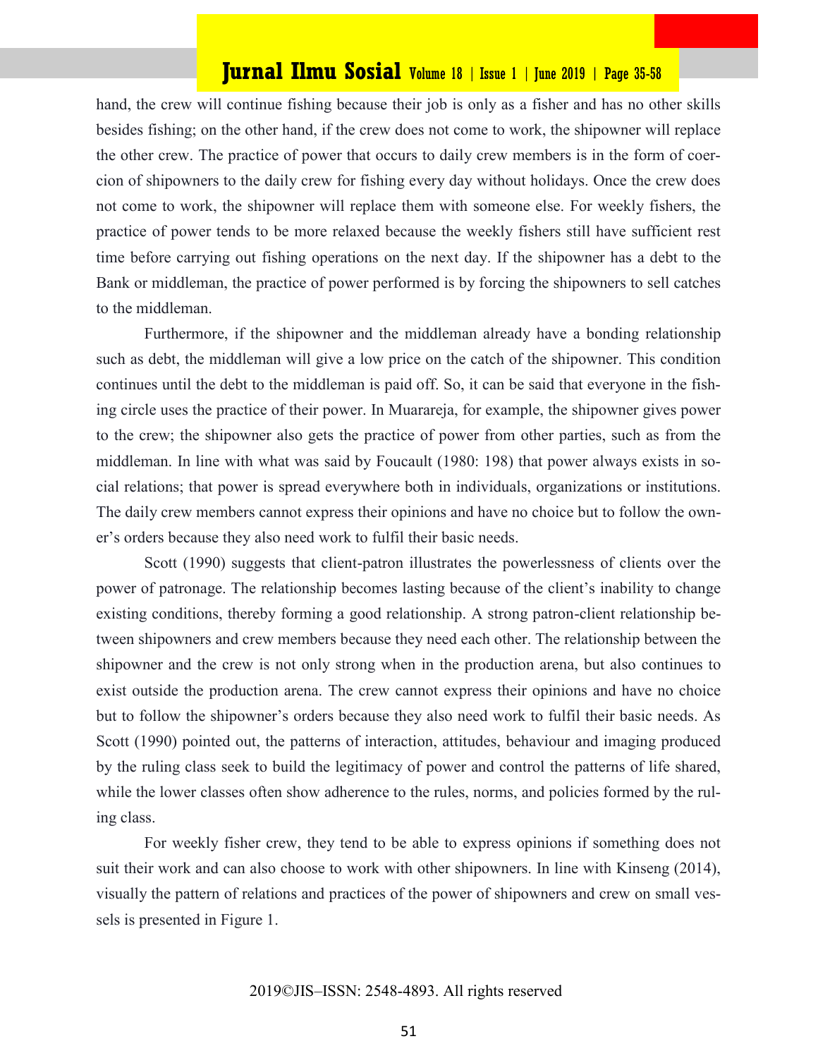hand, the crew will continue fishing because their job is only as a fisher and has no other skills besides fishing; on the other hand, if the crew does not come to work, the shipowner will replace the other crew. The practice of power that occurs to daily crew members is in the form of coercion of shipowners to the daily crew for fishing every day without holidays. Once the crew does not come to work, the shipowner will replace them with someone else. For weekly fishers, the practice of power tends to be more relaxed because the weekly fishers still have sufficient rest time before carrying out fishing operations on the next day. If the shipowner has a debt to the Bank or middleman, the practice of power performed is by forcing the shipowners to sell catches to the middleman.

Furthermore, if the shipowner and the middleman already have a bonding relationship such as debt, the middleman will give a low price on the catch of the shipowner. This condition continues until the debt to the middleman is paid off. So, it can be said that everyone in the fishing circle uses the practice of their power. In Muarareja, for example, the shipowner gives power to the crew; the shipowner also gets the practice of power from other parties, such as from the middleman. In line with what was said by Foucault (1980: 198) that power always exists in social relations; that power is spread everywhere both in individuals, organizations or institutions. The daily crew members cannot express their opinions and have no choice but to follow the owner's orders because they also need work to fulfil their basic needs.

Scott (1990) suggests that client-patron illustrates the powerlessness of clients over the power of patronage. The relationship becomes lasting because of the client's inability to change existing conditions, thereby forming a good relationship. A strong patron-client relationship between shipowners and crew members because they need each other. The relationship between the shipowner and the crew is not only strong when in the production arena, but also continues to exist outside the production arena. The crew cannot express their opinions and have no choice but to follow the shipowner's orders because they also need work to fulfil their basic needs. As Scott (1990) pointed out, the patterns of interaction, attitudes, behaviour and imaging produced by the ruling class seek to build the legitimacy of power and control the patterns of life shared, while the lower classes often show adherence to the rules, norms, and policies formed by the ruling class.

For weekly fisher crew, they tend to be able to express opinions if something does not suit their work and can also choose to work with other shipowners. In line with Kinseng (2014), visually the pattern of relations and practices of the power of shipowners and crew on small vessels is presented in Figure 1.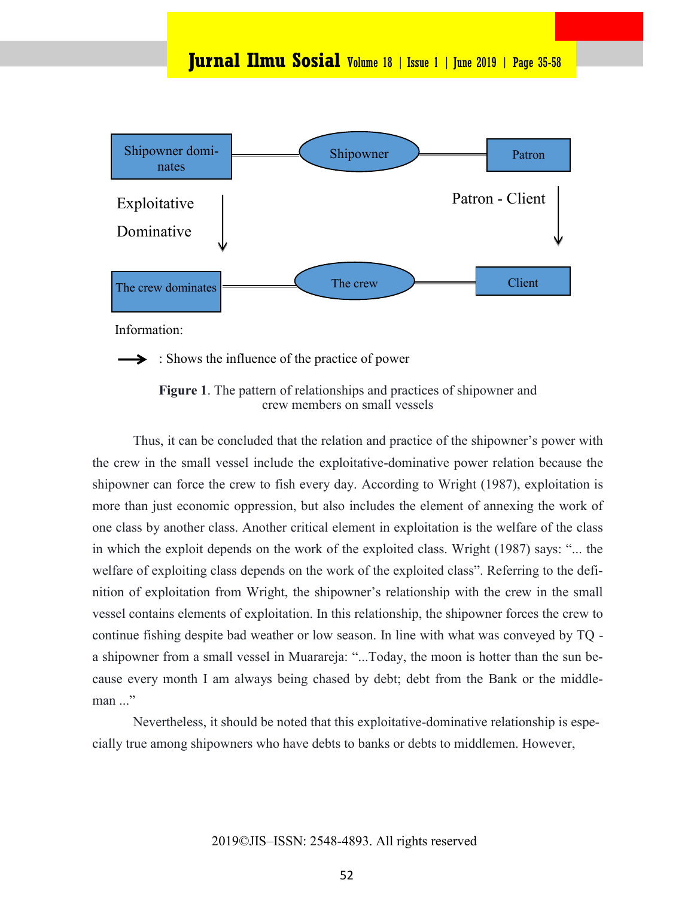Shipowner dominates — Shipowner — Patron

Exploitative

Dominative

Patron - Client

The crew dominates — The crew — Client

Information:

→ : Shows the influence of the practice of power

**Figure 1**. The pattern of relationships and practices of shipowner and crew members on small vessels

Thus, it can be concluded that the relation and practice of the shipowner's power with the crew in the small vessel include the exploitative-dominative power relation because the shipowner can force the crew to fish every day. According to Wright (1987), exploitation is more than just economic oppression, but also includes the element of annexing the work of one class by another class. Another critical element in exploitation is the welfare of the class in which the exploit depends on the work of the exploited class. Wright (1987) says: "... the welfare of exploiting class depends on the work of the exploited class". Referring to the definition of exploitation from Wright, the shipowner's relationship with the crew in the small vessel contains elements of exploitation. In this relationship, the shipowner forces the crew to continue fishing despite bad weather or low season. In line with what was conveyed by TQ - a shipowner from a small vessel in Muarareja: "...Today, the moon is hotter than the sun because every month I am always being chased by debt; debt from the Bank or the middleman ..."

Nevertheless, it should be noted that this exploitative-dominative relationship is especially true among shipowners who have debts to banks or debts to middlemen. However,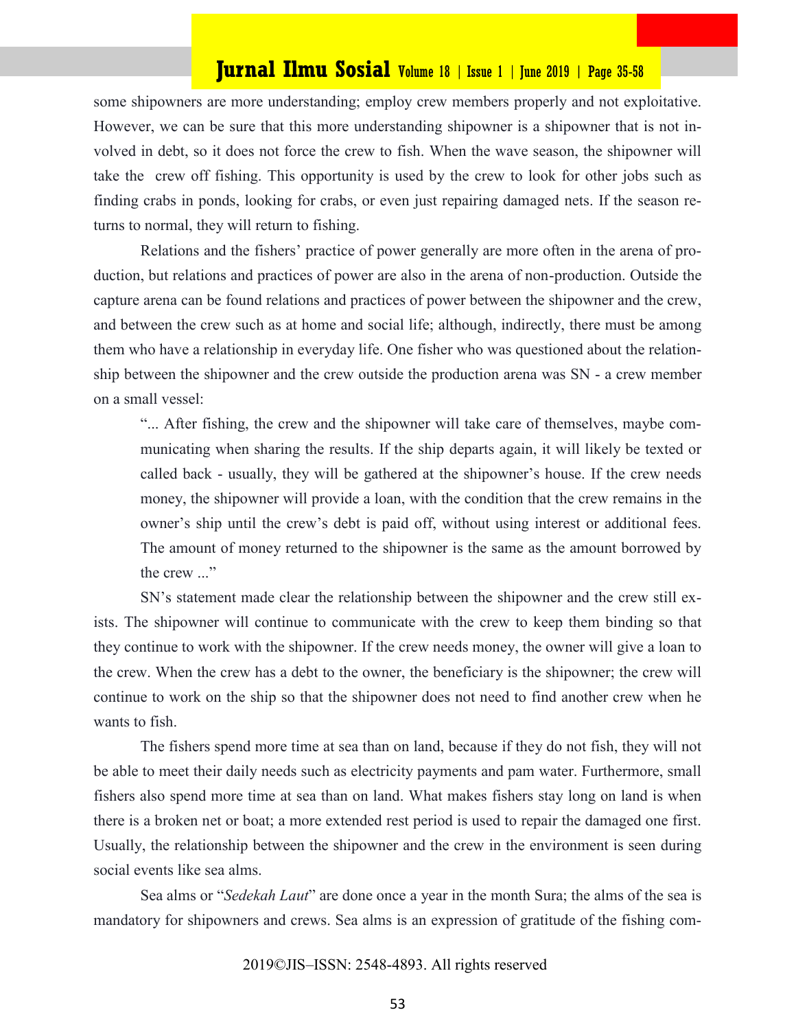some shipowners are more understanding; employ crew members properly and not exploitative. However, we can be sure that this more understanding shipowner is a shipowner that is not involved in debt, so it does not force the crew to fish. When the wave season, the shipowner will take the crew off fishing. This opportunity is used by the crew to look for other jobs such as finding crabs in ponds, looking for crabs, or even just repairing damaged nets. If the season returns to normal, they will return to fishing.

Relations and the fishers' practice of power generally are more often in the arena of production, but relations and practices of power are also in the arena of non-production. Outside the capture arena can be found relations and practices of power between the shipowner and the crew, and between the crew such as at home and social life; although, indirectly, there must be among them who have a relationship in everyday life. One fisher who was questioned about the relationship between the shipowner and the crew outside the production arena was SN - a crew member on a small vessel:

> "... After fishing, the crew and the shipowner will take care of themselves, maybe communicating when sharing the results. If the ship departs again, it will likely be texted or called back - usually, they will be gathered at the shipowner's house. If the crew needs money, the shipowner will provide a loan, with the condition that the crew remains in the owner's ship until the crew's debt is paid off, without using interest or additional fees. The amount of money returned to the shipowner is the same as the amount borrowed by the crew ..."

SN's statement made clear the relationship between the shipowner and the crew still exists. The shipowner will continue to communicate with the crew to keep them binding so that they continue to work with the shipowner. If the crew needs money, the owner will give a loan to the crew. When the crew has a debt to the owner, the beneficiary is the shipowner; the crew will continue to work on the ship so that the shipowner does not need to find another crew when he wants to fish.

The fishers spend more time at sea than on land, because if they do not fish, they will not be able to meet their daily needs such as electricity payments and pam water. Furthermore, small fishers also spend more time at sea than on land. What makes fishers stay long on land is when there is a broken net or boat; a more extended rest period is used to repair the damaged one first. Usually, the relationship between the shipowner and the crew in the environment is seen during social events like sea alms.

Sea alms or "*Sedekah Laut*" are done once a year in the month Sura; the alms of the sea is mandatory for shipowners and crews. Sea alms is an expression of gratitude of the fishing com-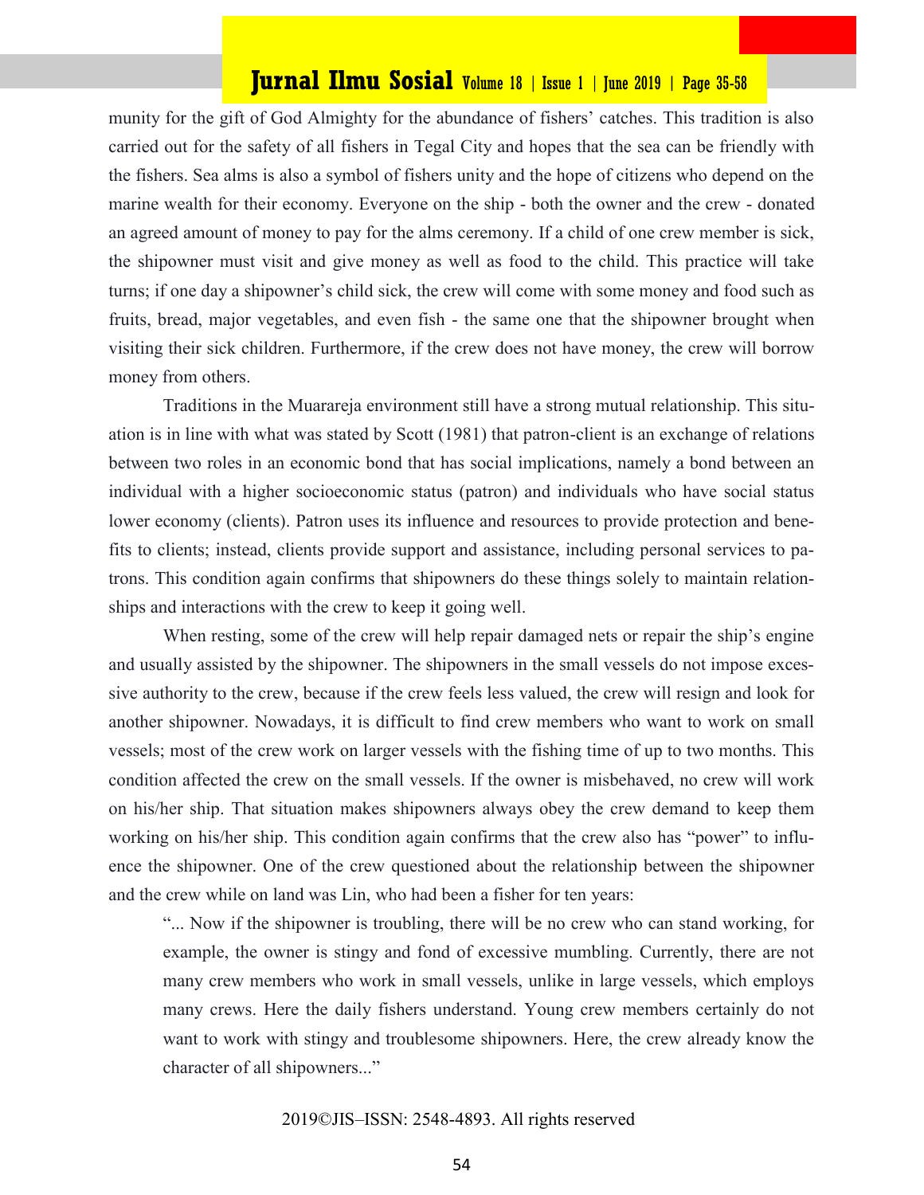munity for the gift of God Almighty for the abundance of fishers' catches. This tradition is also carried out for the safety of all fishers in Tegal City and hopes that the sea can be friendly with the fishers. Sea alms is also a symbol of fishers unity and the hope of citizens who depend on the marine wealth for their economy. Everyone on the ship - both the owner and the crew - donated an agreed amount of money to pay for the alms ceremony. If a child of one crew member is sick, the shipowner must visit and give money as well as food to the child. This practice will take turns; if one day a shipowner's child sick, the crew will come with some money and food such as fruits, bread, major vegetables, and even fish - the same one that the shipowner brought when visiting their sick children. Furthermore, if the crew does not have money, the crew will borrow money from others.

Traditions in the Muarareja environment still have a strong mutual relationship. This situation is in line with what was stated by Scott (1981) that patron-client is an exchange of relations between two roles in an economic bond that has social implications, namely a bond between an individual with a higher socioeconomic status (patron) and individuals who have social status lower economy (clients). Patron uses its influence and resources to provide protection and benefits to clients; instead, clients provide support and assistance, including personal services to patrons. This condition again confirms that shipowners do these things solely to maintain relationships and interactions with the crew to keep it going well.

When resting, some of the crew will help repair damaged nets or repair the ship's engine and usually assisted by the shipowner. The shipowners in the small vessels do not impose excessive authority to the crew, because if the crew feels less valued, the crew will resign and look for another shipowner. Nowadays, it is difficult to find crew members who want to work on small vessels; most of the crew work on larger vessels with the fishing time of up to two months. This condition affected the crew on the small vessels. If the owner is misbehaved, no crew will work on his/her ship. That situation makes shipowners always obey the crew demand to keep them working on his/her ship. This condition again confirms that the crew also has "power" to influence the shipowner. One of the crew questioned about the relationship between the shipowner and the crew while on land was Lin, who had been a fisher for ten years:

> "... Now if the shipowner is troubling, there will be no crew who can stand working, for example, the owner is stingy and fond of excessive mumbling. Currently, there are not many crew members who work in small vessels, unlike in large vessels, which employs many crews. Here the daily fishers understand. Young crew members certainly do not want to work with stingy and troublesome shipowners. Here, the crew already know the character of all shipowners..."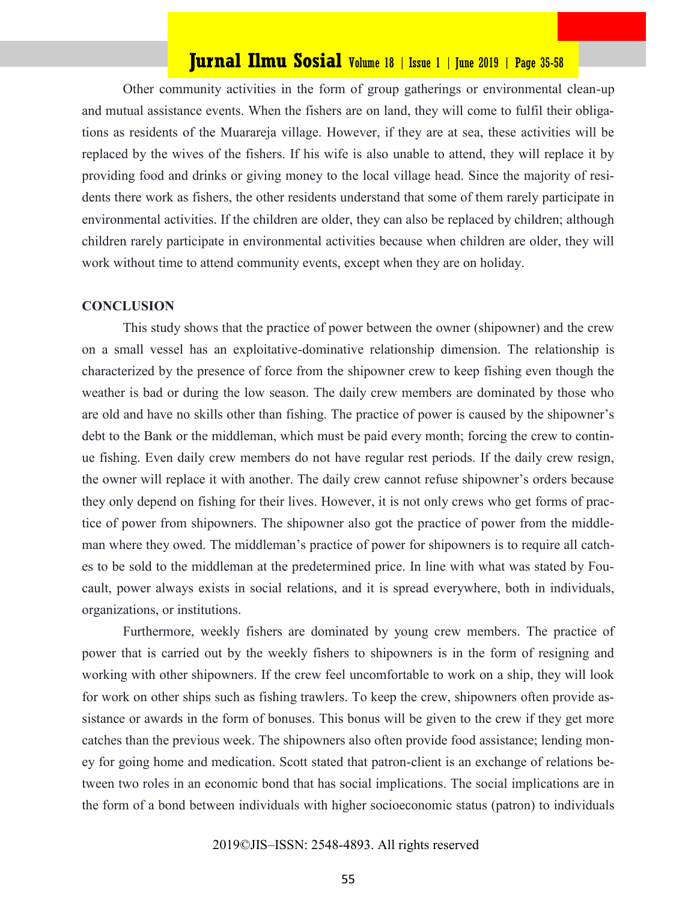Other community activities in the form of group gatherings or environmental clean-up and mutual assistance events. When the fishers are on land, they will come to fulfil their obligations as residents of the Muarareja village. However, if they are at sea, these activities will be replaced by the wives of the fishers. If his wife is also unable to attend, they will replace it by providing food and drinks or giving money to the local village head. Since the majority of residents there work as fishers, the other residents understand that some of them rarely participate in environmental activities. If the children are older, they can also be replaced by children; although children rarely participate in environmental activities because when children are older, they will work without time to attend community events, except when they are on holiday.

## CONCLUSION

This study shows that the practice of power between the owner (shipowner) and the crew on a small vessel has an exploitative-dominative relationship dimension. The relationship is characterized by the presence of force from the shipowner crew to keep fishing even though the weather is bad or during the low season. The daily crew members are dominated by those who are old and have no skills other than fishing. The practice of power is caused by the shipowner's debt to the Bank or the middleman, which must be paid every month; forcing the crew to continue fishing. Even daily crew members do not have regular rest periods. If the daily crew resign, the owner will replace it with another. The daily crew cannot refuse shipowner's orders because they only depend on fishing for their lives. However, it is not only crews who get forms of practice of power from shipowners. The shipowner also got the practice of power from the middleman where they owed. The middleman's practice of power for shipowners is to require all catches to be sold to the middleman at the predetermined price. In line with what was stated by Foucault, power always exists in social relations, and it is spread everywhere, both in individuals, organizations, or institutions.

Furthermore, weekly fishers are dominated by young crew members. The practice of power that is carried out by the weekly fishers to shipowners is in the form of resigning and working with other shipowners. If the crew feel uncomfortable to work on a ship, they will look for work on other ships such as fishing trawlers. To keep the crew, shipowners often provide assistance or awards in the form of bonuses. This bonus will be given to the crew if they get more catches than the previous week. The shipowners also often provide food assistance; lending money for going home and medication. Scott stated that patron-client is an exchange of relations between two roles in an economic bond that has social implications. The social implications are in the form of a bond between individuals with higher socioeconomic status (patron) to individuals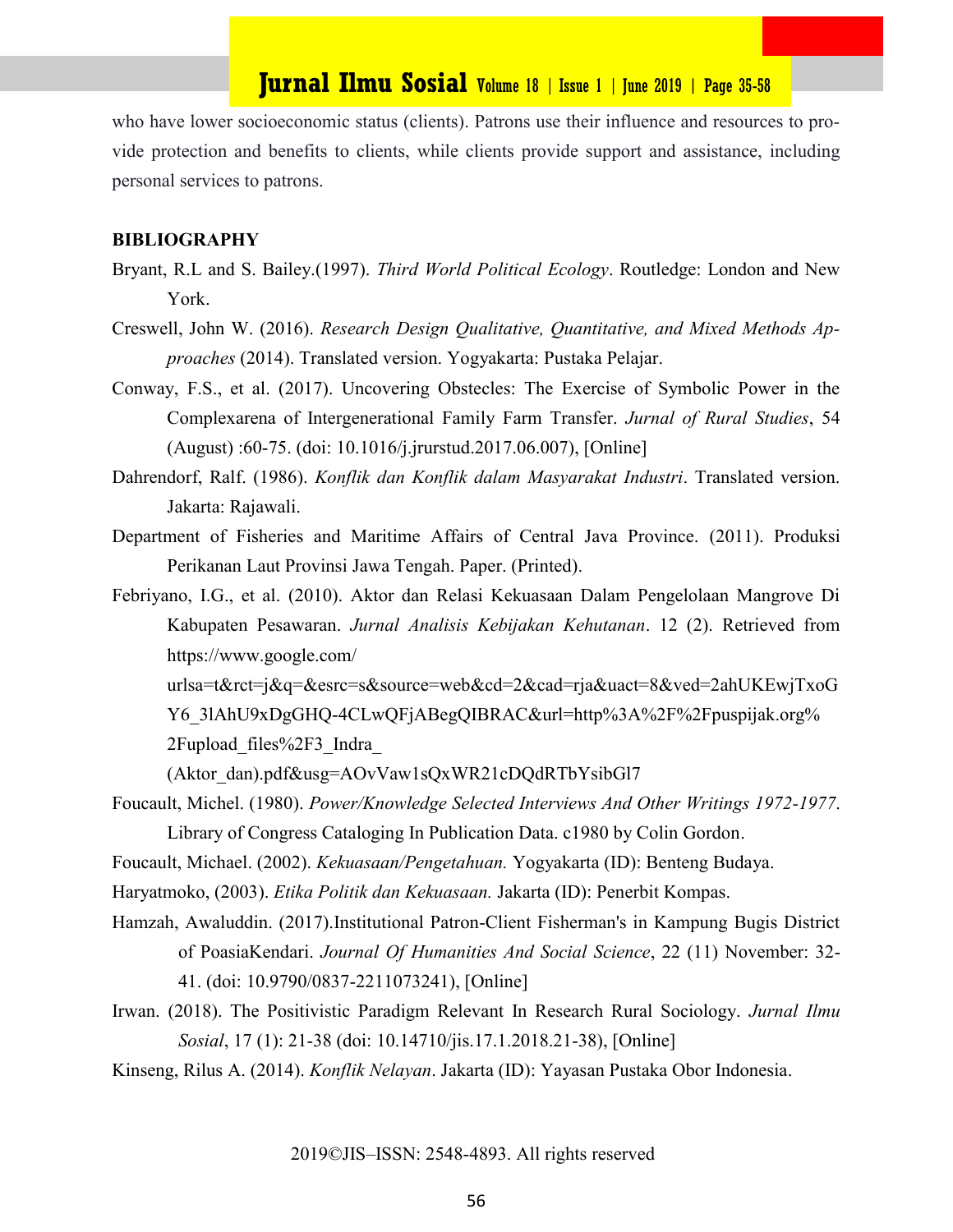who have lower socioeconomic status (clients). Patrons use their influence and resources to provide protection and benefits to clients, while clients provide support and assistance, including personal services to patrons.

## BIBLIOGRAPHY

Bryant, R.L and S. Bailey.(1997). *Third World Political Ecology*. Routledge: London and New York.

Creswell, John W. (2016). *Research Design Qualitative, Quantitative, and Mixed Methods Approaches* (2014). Translated version. Yogyakarta: Pustaka Pelajar.

Conway, F.S., et al. (2017). Uncovering Obstecles: The Exercise of Symbolic Power in the Complexarena of Intergenerational Family Farm Transfer. *Jurnal of Rural Studies*, 54 (August) :60-75. (doi: 10.1016/j.jrurstud.2017.06.007), [Online]

Dahrendorf, Ralf. (1986). *Konflik dan Konflik dalam Masyarakat Industri*. Translated version. Jakarta: Rajawali.

Department of Fisheries and Maritime Affairs of Central Java Province. (2011). Produksi Perikanan Laut Provinsi Jawa Tengah. Paper. (Printed).

Febriyano, I.G., et al. (2010). Aktor dan Relasi Kekuasaan Dalam Pengelolaan Mangrove Di Kabupaten Pesawaran. *Jurnal Analisis Kebijakan Kehutanan*. 12 (2). Retrieved from https://www.google.com/ urlsa=t&rct=j&q=&esrc=s&source=web&cd=2&cad=rja&uact=8&ved=2ahUKEwjTxoGY6_3lAhU9xDgGHQ-4CLwQFjABegQIBRAC&url=http%3A%2F%2Fpuspijak.org%2Fupload_files%2F3_Indra_ (Aktor_dan).pdf&usg=AOvVaw1sQxWR21cDQdRTbYsibGl7

Foucault, Michel. (1980). *Power/Knowledge Selected Interviews And Other Writings 1972-1977*. Library of Congress Cataloging In Publication Data. c1980 by Colin Gordon.

Foucault, Michael. (2002). *Kekuasaan/Pengetahuan.* Yogyakarta (ID): Benteng Budaya.

Haryatmoko, (2003). *Etika Politik dan Kekuasaan.* Jakarta (ID): Penerbit Kompas.

Hamzah, Awaluddin. (2017).Institutional Patron-Client Fisherman's in Kampung Bugis District of PoasiaKendari. *Journal Of Humanities And Social Science*, 22 (11) November: 32-41. (doi: 10.9790/0837-2211073241), [Online]

Irwan. (2018). The Positivistic Paradigm Relevant In Research Rural Sociology. *Jurnal Ilmu Sosial*, 17 (1): 21-38 (doi: 10.14710/jis.17.1.2018.21-38), [Online]

Kinseng, Rilus A. (2014). *Konflik Nelayan*. Jakarta (ID): Yayasan Pustaka Obor Indonesia.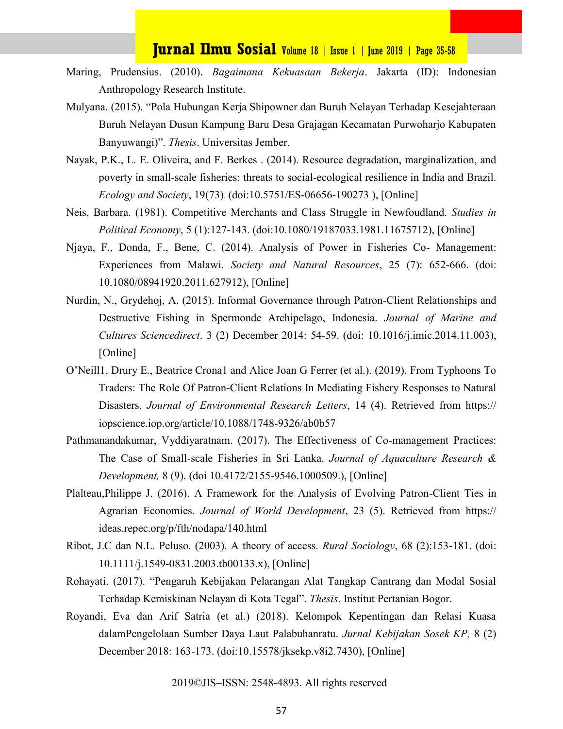Maring, Prudensius. (2010). *Bagaimana Kekuasaan Bekerja*. Jakarta (ID): Indonesian Anthropology Research Institute.

Mulyana. (2015). "Pola Hubungan Kerja Shipowner dan Buruh Nelayan Terhadap Kesejahteraan Buruh Nelayan Dusun Kampung Baru Desa Grajagan Kecamatan Purwoharjo Kabupaten Banyuwangi)". *Thesis*. Universitas Jember.

Nayak, P.K., L. E. Oliveira, and F. Berkes . (2014). Resource degradation, marginalization, and poverty in small-scale fisheries: threats to social-ecological resilience in India and Brazil. *Ecology and Society*, 19(73). (doi:10.5751/ES-06656-190273 ), [Online]

Neis, Barbara. (1981). Competitive Merchants and Class Struggle in Newfoudland. *Studies in Political Economy*, 5 (1):127-143. (doi:10.1080/19187033.1981.11675712), [Online]

Njaya, F., Donda, F., Bene, C. (2014). Analysis of Power in Fisheries Co- Management: Experiences from Malawi. *Society and Natural Resources*, 25 (7): 652-666. (doi: 10.1080/08941920.2011.627912), [Online]

Nurdin, N., Grydehoj, A. (2015). Informal Governance through Patron-Client Relationships and Destructive Fishing in Spermonde Archipelago, Indonesia. *Journal of Marine and Cultures Sciencedirect*. 3 (2) December 2014: 54-59. (doi: 10.1016/j.imic.2014.11.003), [Online]

O'Neill1, Drury E., Beatrice Crona1 and Alice Joan G Ferrer (et al.). (2019). From Typhoons To Traders: The Role Of Patron-Client Relations In Mediating Fishery Responses to Natural Disasters. *Journal of Environmental Research Letters*, 14 (4). Retrieved from https:// iopscience.iop.org/article/10.1088/1748-9326/ab0b57

Pathmanandakumar, Vyddiyaratnam. (2017). The Effectiveness of Co-management Practices: The Case of Small-scale Fisheries in Sri Lanka. *Journal of Aquaculture Research & Development,* 8 (9). (doi 10.4172/2155-9546.1000509.), [Online]

Plalteau,Philippe J. (2016). A Framework for the Analysis of Evolving Patron-Client Ties in Agrarian Economies. *Journal of World Development*, 23 (5). Retrieved from https:// ideas.repec.org/p/fth/nodapa/140.html

Ribot, J.C dan N.L. Peluso. (2003). A theory of access. *Rural Sociology*, 68 (2):153-181. (doi: 10.1111/j.1549-0831.2003.tb00133.x), [Online]

Rohayati. (2017). "Pengaruh Kebijakan Pelarangan Alat Tangkap Cantrang dan Modal Sosial Terhadap Kemiskinan Nelayan di Kota Tegal". *Thesis*. Institut Pertanian Bogor.

Royandi, Eva dan Arif Satria (et al.) (2018). Kelompok Kepentingan dan Relasi Kuasa dalamPengelolaan Sumber Daya Laut Palabuhanratu. *Jurnal Kebijakan Sosek KP,* 8 (2) December 2018: 163-173. (doi:10.15578/jksekp.v8i2.7430), [Online]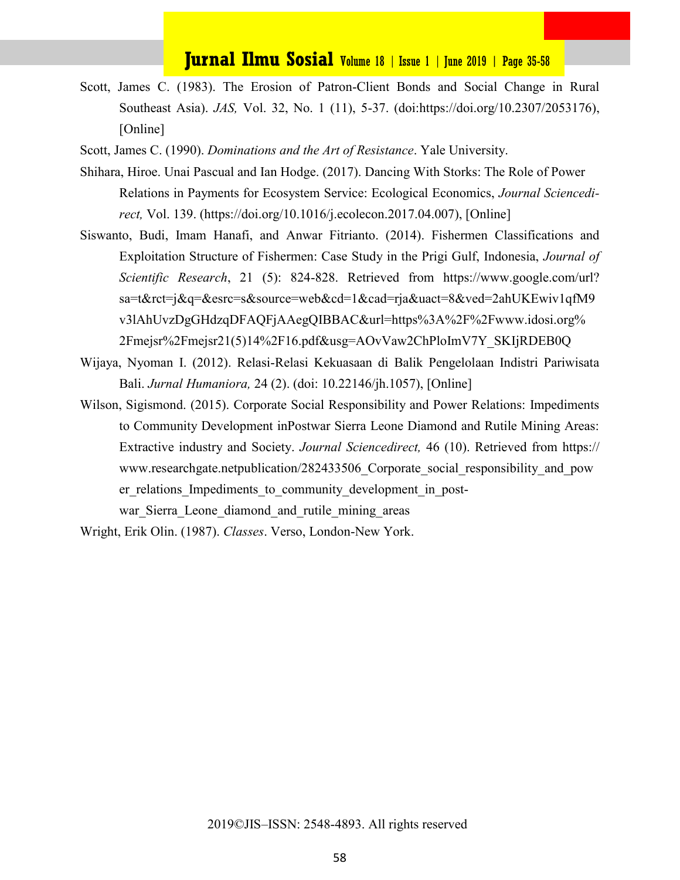Scott, James C. (1983). The Erosion of Patron-Client Bonds and Social Change in Rural Southeast Asia). *JAS,* Vol. 32, No. 1 (11), 5-37. (doi:https://doi.org/10.2307/2053176), [Online]

Scott, James C. (1990). *Dominations and the Art of Resistance*. Yale University.

Shihara, Hiroe. Unai Pascual and Ian Hodge. (2017). Dancing With Storks: The Role of Power Relations in Payments for Ecosystem Service: Ecological Economics, *Journal Sciencedirect,* Vol. 139. (https://doi.org/10.1016/j.ecolecon.2017.04.007), [Online]

Siswanto, Budi, Imam Hanafi, and Anwar Fitrianto. (2014). Fishermen Classifications and Exploitation Structure of Fishermen: Case Study in the Prigi Gulf, Indonesia, *Journal of Scientific Research*, 21 (5): 824-828. Retrieved from https://www.google.com/url?sa=t&rct=j&q=&esrc=s&source=web&cd=1&cad=rja&uact=8&ved=2ahUKEwiv1qfM9v3lAhUvzDgGHdzqDFAQFjAAegQIBBAC&url=https%3A%2F%2Fwww.idosi.org%2Fmejsr%2Fmejsr21(5)14%2F16.pdf&usg=AOvVaw2ChPloImV7Y_SKIjRDEB0Q

Wijaya, Nyoman I. (2012). Relasi-Relasi Kekuasaan di Balik Pengelolaan Indistri Pariwisata Bali. *Jurnal Humaniora,* 24 (2). (doi: 10.22146/jh.1057), [Online]

Wilson, Sigismond. (2015). Corporate Social Responsibility and Power Relations: Impediments to Community Development inPostwar Sierra Leone Diamond and Rutile Mining Areas: Extractive industry and Society. *Journal Sciencedirect,* 46 (10). Retrieved from https://www.researchgate.netpublication/282433506_Corporate_social_responsibility_and_power_relations_Impediments_to_community_development_in_post-war_Sierra_Leone_diamond_and_rutile_mining_areas

Wright, Erik Olin. (1987). *Classes*. Verso, London-New York.

2019©JIS–ISSN: 2548-4893. All rights reserved